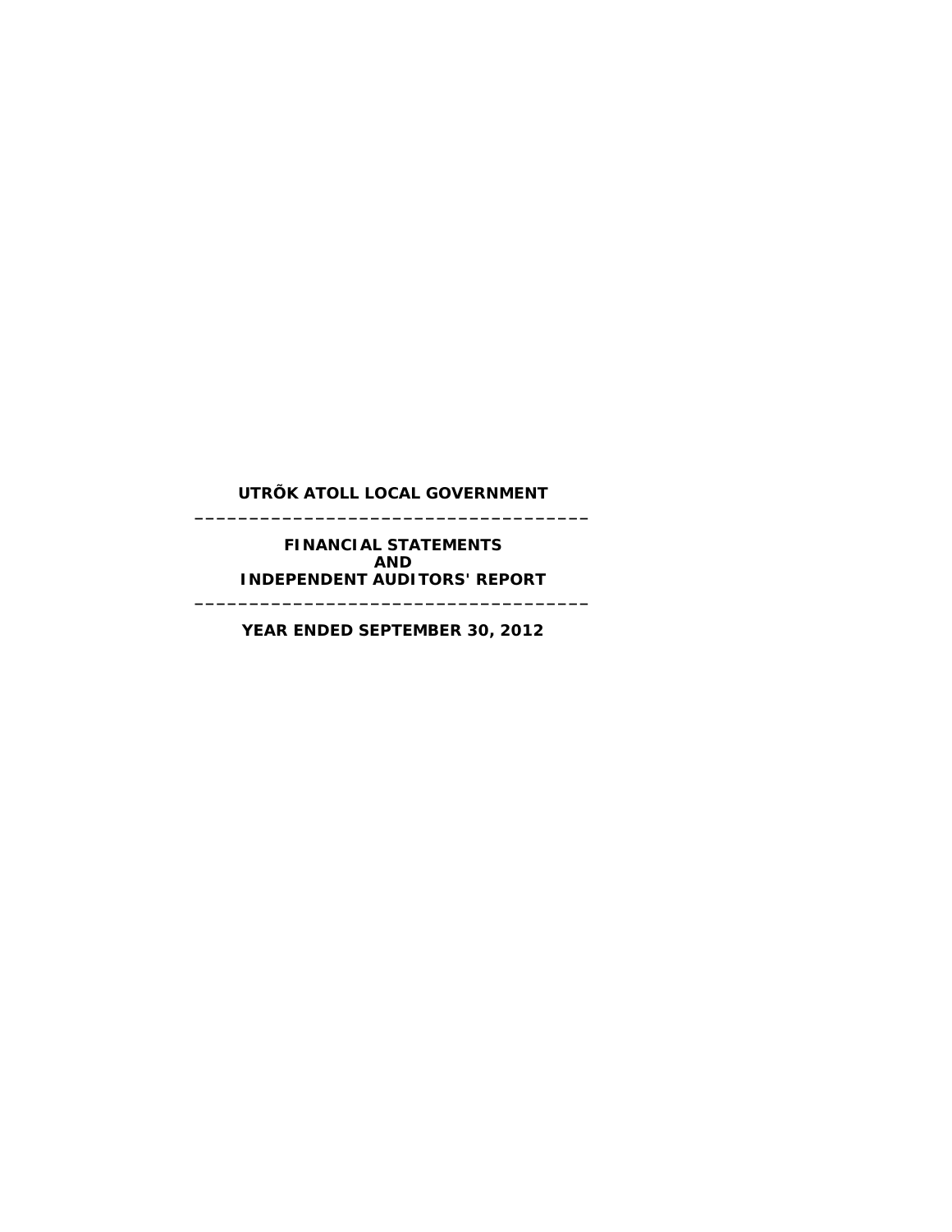# UTRÕK ATOLL LOCAL GOVERNMENT

---

## FINANCIAL STATEMENTS
## AND
## INDEPENDENT AUDITORS' REPORT

---

**YEAR ENDED SEPTEMBER 30, 2012**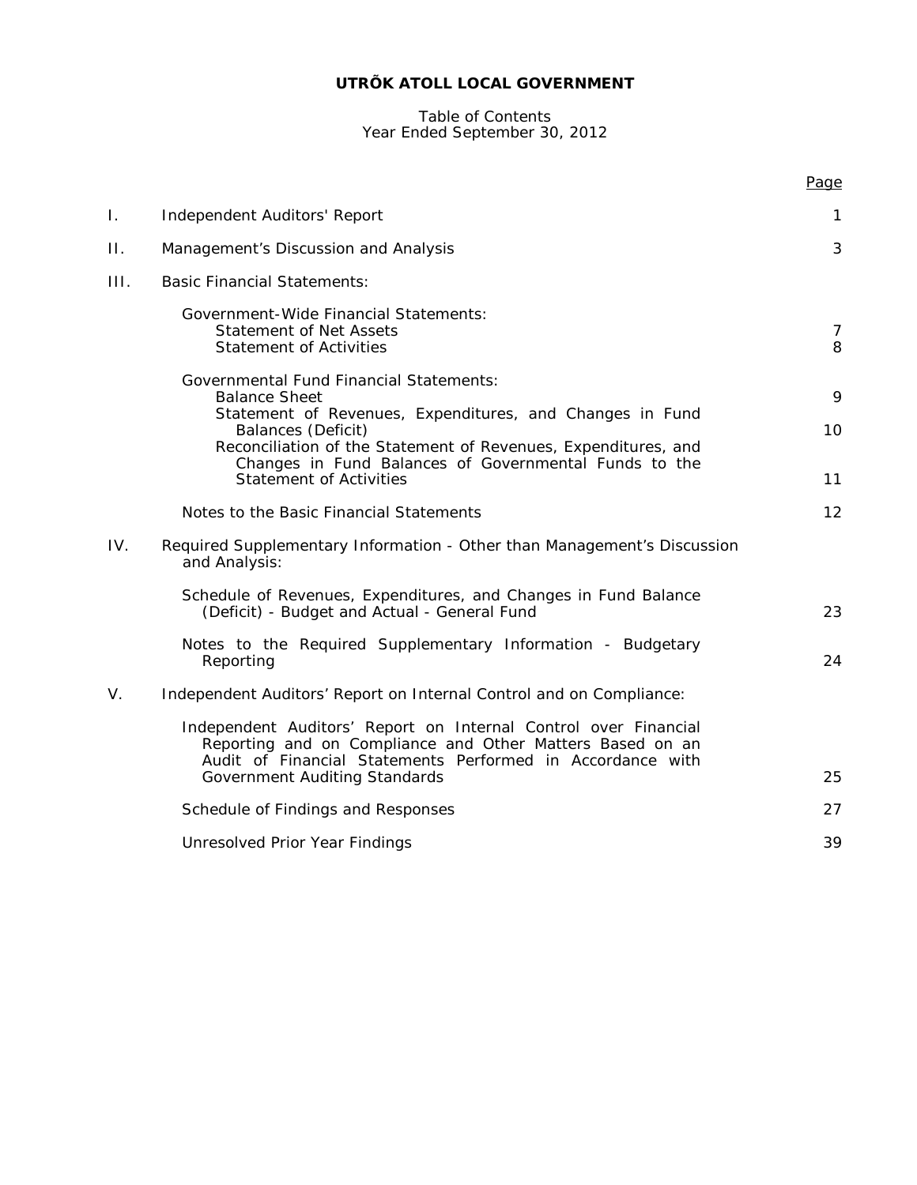# UTRÕK ATOLL LOCAL GOVERNMENT

Table of Contents
Year Ended September 30, 2012

| | | Page |
|---|---|---|
| I. | Independent Auditors' Report | 1 |
| II. | Management's Discussion and Analysis | 3 |
| III. | Basic Financial Statements: | |
| | Government-Wide Financial Statements: | |
| | Statement of Net Assets | 7 |
| | Statement of Activities | 8 |
| | Governmental Fund Financial Statements: | |
| | Balance Sheet | 9 |
| | Statement of Revenues, Expenditures, and Changes in Fund Balances (Deficit) | 10 |
| | Reconciliation of the Statement of Revenues, Expenditures, and Changes in Fund Balances of Governmental Funds to the Statement of Activities | 11 |
| | Notes to the Basic Financial Statements | 12 |
| IV. | Required Supplementary Information - Other than Management's Discussion and Analysis: | |
| | Schedule of Revenues, Expenditures, and Changes in Fund Balance (Deficit) - Budget and Actual - General Fund | 23 |
| | Notes to the Required Supplementary Information - Budgetary Reporting | 24 |
| V. | Independent Auditors' Report on Internal Control and on Compliance: | |
| | Independent Auditors' Report on Internal Control over Financial Reporting and on Compliance and Other Matters Based on an Audit of Financial Statements Performed in Accordance with Government Auditing Standards | 25 |
| | Schedule of Findings and Responses | 27 |
| | Unresolved Prior Year Findings | 39 |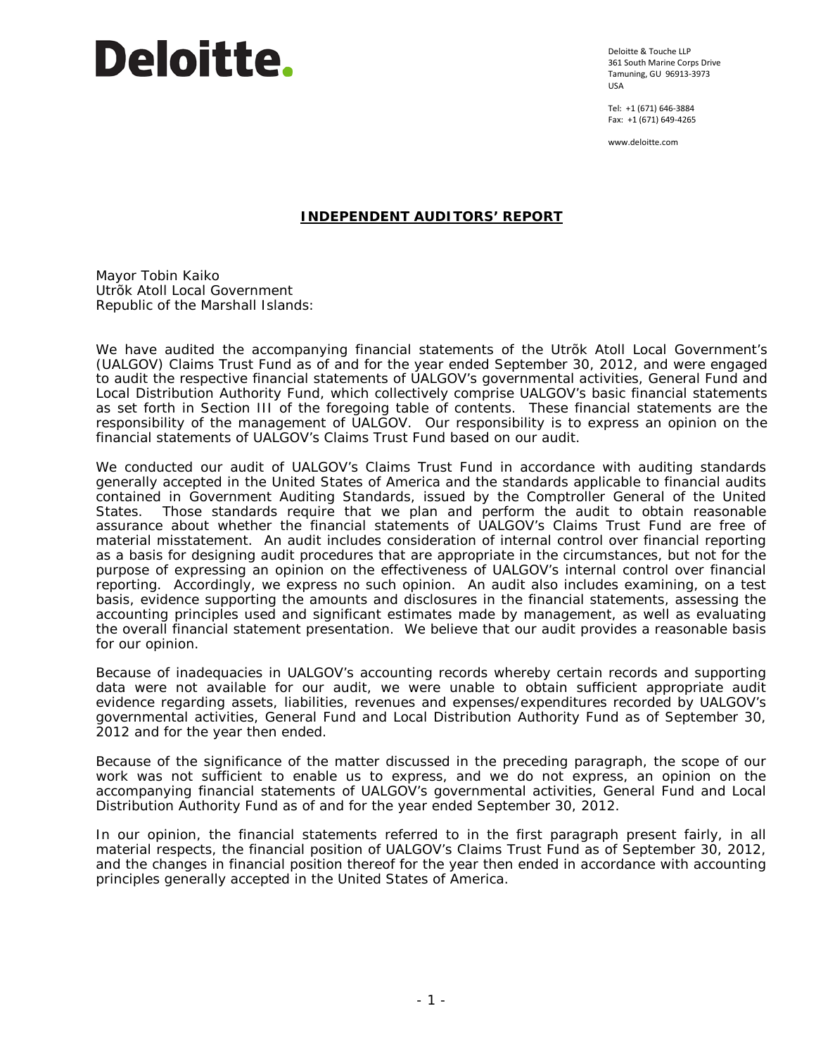Deloitte.

Deloitte & Touche LLP
361 South Marine Corps Drive
Tamuning, GU 96913-3973
USA

Tel: +1 (671) 646-3884
Fax: +1 (671) 649-4265

www.deloitte.com

## INDEPENDENT AUDITORS' REPORT

Mayor Tobin Kaiko
Utrõk Atoll Local Government
Republic of the Marshall Islands:

We have audited the accompanying financial statements of the Utrõk Atoll Local Government's (UALGOV) Claims Trust Fund as of and for the year ended September 30, 2012, and were engaged to audit the respective financial statements of UALGOV's governmental activities, General Fund and Local Distribution Authority Fund, which collectively comprise UALGOV's basic financial statements as set forth in Section III of the foregoing table of contents. These financial statements are the responsibility of the management of UALGOV. Our responsibility is to express an opinion on the financial statements of UALGOV's Claims Trust Fund based on our audit.

We conducted our audit of UALGOV's Claims Trust Fund in accordance with auditing standards generally accepted in the United States of America and the standards applicable to financial audits contained in Government Auditing Standards, issued by the Comptroller General of the United States. Those standards require that we plan and perform the audit to obtain reasonable assurance about whether the financial statements of UALGOV's Claims Trust Fund are free of material misstatement. An audit includes consideration of internal control over financial reporting as a basis for designing audit procedures that are appropriate in the circumstances, but not for the purpose of expressing an opinion on the effectiveness of UALGOV's internal control over financial reporting. Accordingly, we express no such opinion. An audit also includes examining, on a test basis, evidence supporting the amounts and disclosures in the financial statements, assessing the accounting principles used and significant estimates made by management, as well as evaluating the overall financial statement presentation. We believe that our audit provides a reasonable basis for our opinion.

Because of inadequacies in UALGOV's accounting records whereby certain records and supporting data were not available for our audit, we were unable to obtain sufficient appropriate audit evidence regarding assets, liabilities, revenues and expenses/expenditures recorded by UALGOV's governmental activities, General Fund and Local Distribution Authority Fund as of September 30, 2012 and for the year then ended.

Because of the significance of the matter discussed in the preceding paragraph, the scope of our work was not sufficient to enable us to express, and we do not express, an opinion on the accompanying financial statements of UALGOV's governmental activities, General Fund and Local Distribution Authority Fund as of and for the year ended September 30, 2012.

In our opinion, the financial statements referred to in the first paragraph present fairly, in all material respects, the financial position of UALGOV's Claims Trust Fund as of September 30, 2012, and the changes in financial position thereof for the year then ended in accordance with accounting principles generally accepted in the United States of America.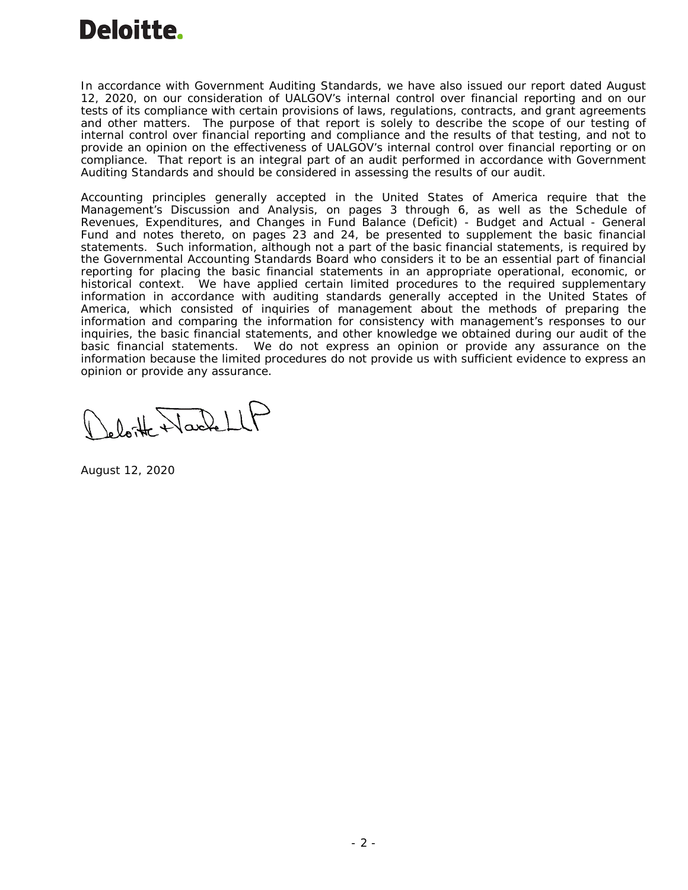In accordance with Government Auditing Standards, we have also issued our report dated August 12, 2020, on our consideration of UALGOV's internal control over financial reporting and on our tests of its compliance with certain provisions of laws, regulations, contracts, and grant agreements and other matters. The purpose of that report is solely to describe the scope of our testing of internal control over financial reporting and compliance and the results of that testing, and not to provide an opinion on the effectiveness of UALGOV's internal control over financial reporting or on compliance. That report is an integral part of an audit performed in accordance with Government Auditing Standards and should be considered in assessing the results of our audit.

Accounting principles generally accepted in the United States of America require that the Management's Discussion and Analysis, on pages 3 through 6, as well as the Schedule of Revenues, Expenditures, and Changes in Fund Balance (Deficit) - Budget and Actual - General Fund and notes thereto, on pages 23 and 24, be presented to supplement the basic financial statements. Such information, although not a part of the basic financial statements, is required by the Governmental Accounting Standards Board who considers it to be an essential part of financial reporting for placing the basic financial statements in an appropriate operational, economic, or historical context. We have applied certain limited procedures to the required supplementary information in accordance with auditing standards generally accepted in the United States of America, which consisted of inquiries of management about the methods of preparing the information and comparing the information for consistency with management's responses to our inquiries, the basic financial statements, and other knowledge we obtained during our audit of the basic financial statements. We do not express an opinion or provide any assurance on the information because the limited procedures do not provide us with sufficient evidence to express an opinion or provide any assurance.

Deloitte + Touche LLP

August 12, 2020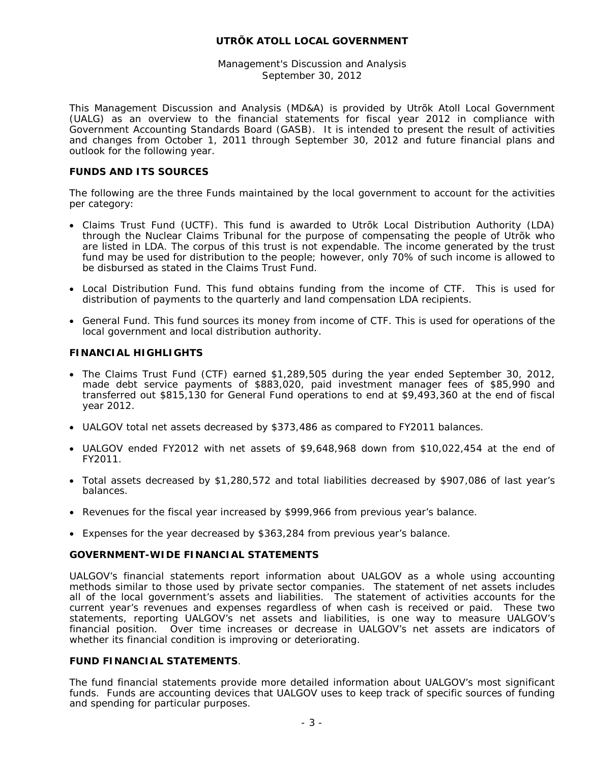# UTRÕK ATOLL LOCAL GOVERNMENT

Management's Discussion and Analysis
September 30, 2012

This Management Discussion and Analysis (MD&A) is provided by Utrõk Atoll Local Government (UALG) as an overview to the financial statements for fiscal year 2012 in compliance with Government Accounting Standards Board (GASB). It is intended to present the result of activities and changes from October 1, 2011 through September 30, 2012 and future financial plans and outlook for the following year.

## FUNDS AND ITS SOURCES

The following are the three Funds maintained by the local government to account for the activities per category:

- Claims Trust Fund (UCTF). This fund is awarded to Utrõk Local Distribution Authority (LDA) through the Nuclear Claims Tribunal for the purpose of compensating the people of Utrõk who are listed in LDA. The corpus of this trust is not expendable. The income generated by the trust fund may be used for distribution to the people; however, only 70% of such income is allowed to be disbursed as stated in the Claims Trust Fund.
- Local Distribution Fund. This fund obtains funding from the income of CTF. This is used for distribution of payments to the quarterly and land compensation LDA recipients.
- General Fund. This fund sources its money from income of CTF. This is used for operations of the local government and local distribution authority.

## FINANCIAL HIGHLIGHTS

- The Claims Trust Fund (CTF) earned $1,289,505 during the year ended September 30, 2012, made debt service payments of $883,020, paid investment manager fees of $85,990 and transferred out $815,130 for General Fund operations to end at $9,493,360 at the end of fiscal year 2012.
- UALGOV total net assets decreased by $373,486 as compared to FY2011 balances.
- UALGOV ended FY2012 with net assets of $9,648,968 down from $10,022,454 at the end of FY2011.
- Total assets decreased by $1,280,572 and total liabilities decreased by $907,086 of last year's balances.
- Revenues for the fiscal year increased by $999,966 from previous year's balance.
- Expenses for the year decreased by $363,284 from previous year's balance.

## GOVERNMENT-WIDE FINANCIAL STATEMENTS

UALGOV's financial statements report information about UALGOV as a whole using accounting methods similar to those used by private sector companies. The statement of net assets includes all of the local government's assets and liabilities. The statement of activities accounts for the current year's revenues and expenses regardless of when cash is received or paid. These two statements, reporting UALGOV's net assets and liabilities, is one way to measure UALGOV's financial position. Over time increases or decrease in UALGOV's net assets are indicators of whether its financial condition is improving or deteriorating.

## FUND FINANCIAL STATEMENTS.

The fund financial statements provide more detailed information about UALGOV's most significant funds. Funds are accounting devices that UALGOV uses to keep track of specific sources of funding and spending for particular purposes.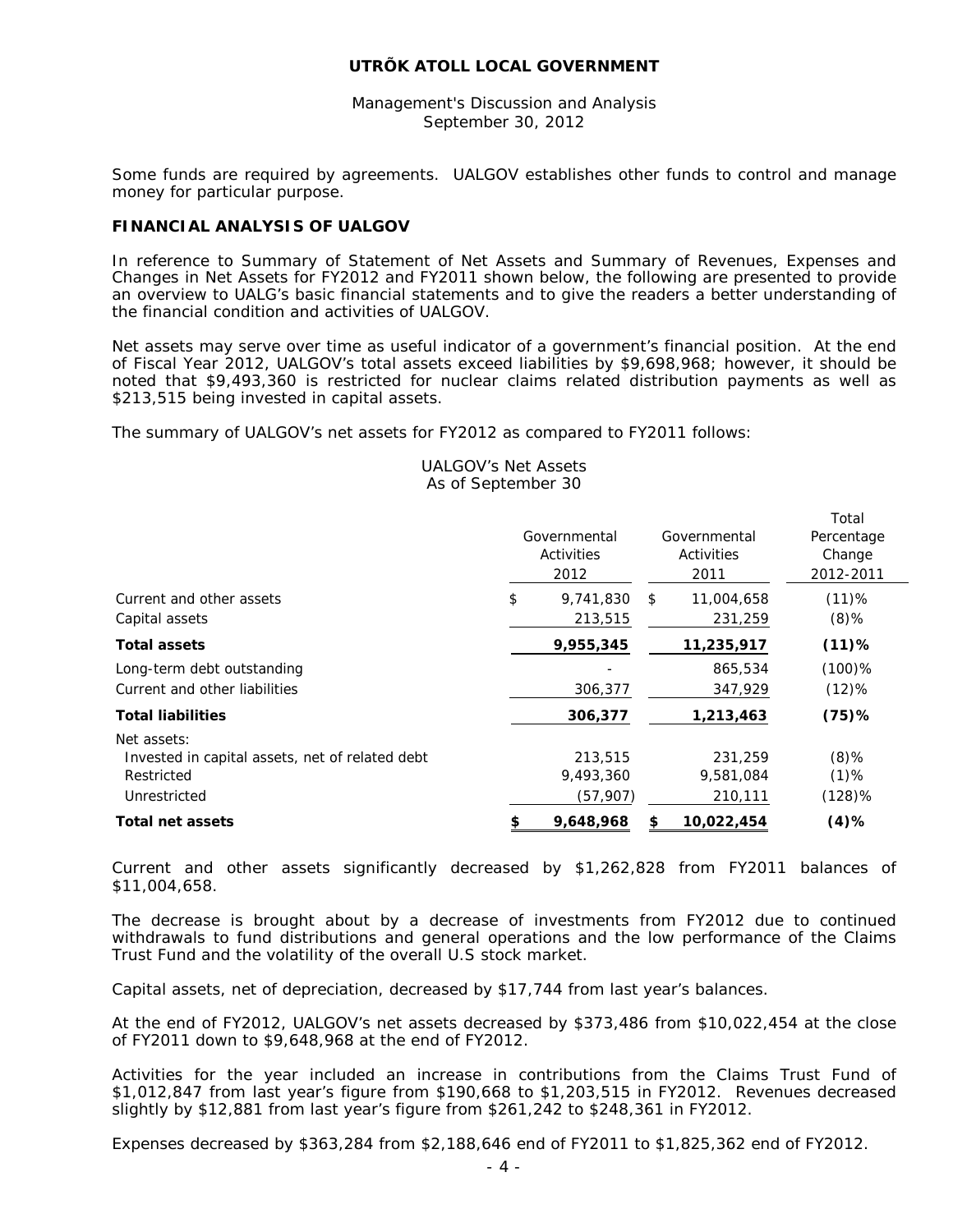# UTRÕK ATOLL LOCAL GOVERNMENT

Management's Discussion and Analysis
September 30, 2012

Some funds are required by agreements. UALGOV establishes other funds to control and manage money for particular purpose.

**FINANCIAL ANALYSIS OF UALGOV**

In reference to Summary of Statement of Net Assets and Summary of Revenues, Expenses and Changes in Net Assets for FY2012 and FY2011 shown below, the following are presented to provide an overview to UALG's basic financial statements and to give the readers a better understanding of the financial condition and activities of UALGOV.

Net assets may serve over time as useful indicator of a government's financial position. At the end of Fiscal Year 2012, UALGOV's total assets exceed liabilities by $9,698,968; however, it should be noted that $9,493,360 is restricted for nuclear claims related distribution payments as well as $213,515 being invested in capital assets.

The summary of UALGOV's net assets for FY2012 as compared to FY2011 follows:

UALGOV's Net Assets
As of September 30

| | Governmental Activities 2012 | Governmental Activities 2011 | Total Percentage Change 2012-2011 |
|---|---|---|---|
| Current and other assets | $ 9,741,830 | $ 11,004,658 | (11)% |
| Capital assets | 213,515 | 231,259 | (8)% |
| **Total assets** | **9,955,345** | **11,235,917** | **(11)%** |
| Long-term debt outstanding | - | 865,534 | (100)% |
| Current and other liabilities | 306,377 | 347,929 | (12)% |
| **Total liabilities** | **306,377** | **1,213,463** | **(75)%** |
| Net assets: | | | |
| Invested in capital assets, net of related debt | 213,515 | 231,259 | (8)% |
| Restricted | 9,493,360 | 9,581,084 | (1)% |
| Unrestricted | (57,907) | 210,111 | (128)% |
| **Total net assets** | **$ 9,648,968** | **$ 10,022,454** | **(4)%** |

Current and other assets significantly decreased by $1,262,828 from FY2011 balances of $11,004,658.

The decrease is brought about by a decrease of investments from FY2012 due to continued withdrawals to fund distributions and general operations and the low performance of the Claims Trust Fund and the volatility of the overall U.S stock market.

Capital assets, net of depreciation, decreased by $17,744 from last year's balances.

At the end of FY2012, UALGOV's net assets decreased by $373,486 from $10,022,454 at the close of FY2011 down to $9,648,968 at the end of FY2012.

Activities for the year included an increase in contributions from the Claims Trust Fund of $1,012,847 from last year's figure from $190,668 to $1,203,515 in FY2012. Revenues decreased slightly by $12,881 from last year's figure from $261,242 to $248,361 in FY2012.

Expenses decreased by $363,284 from $2,188,646 end of FY2011 to $1,825,362 end of FY2012.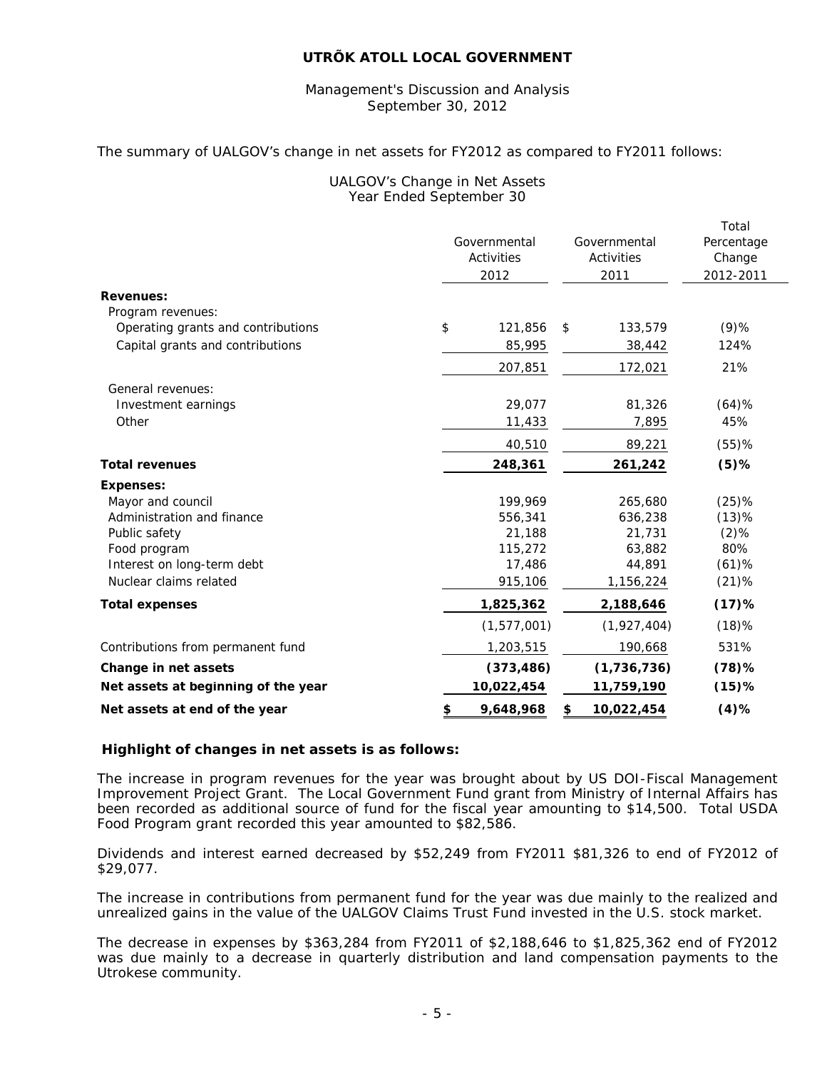# UTRÕK ATOLL LOCAL GOVERNMENT

Management's Discussion and Analysis
September 30, 2012

The summary of UALGOV's change in net assets for FY2012 as compared to FY2011 follows:

UALGOV's Change in Net Assets
Year Ended September 30

| | Governmental Activities 2012 | Governmental Activities 2011 | Total Percentage Change 2012-2011 |
|---|---|---|---|
| **Revenues:** | | | |
| Program revenues: | | | |
| Operating grants and contributions | $ 121,856 | $ 133,579 | (9)% |
| Capital grants and contributions | 85,995 | 38,442 | 124% |
| | 207,851 | 172,021 | 21% |
| General revenues: | | | |
| Investment earnings | 29,077 | 81,326 | (64)% |
| Other | 11,433 | 7,895 | 45% |
| | 40,510 | 89,221 | (55)% |
| **Total revenues** | **248,361** | **261,242** | **(5)%** |
| **Expenses:** | | | |
| Mayor and council | 199,969 | 265,680 | (25)% |
| Administration and finance | 556,341 | 636,238 | (13)% |
| Public safety | 21,188 | 21,731 | (2)% |
| Food program | 115,272 | 63,882 | 80% |
| Interest on long-term debt | 17,486 | 44,891 | (61)% |
| Nuclear claims related | 915,106 | 1,156,224 | (21)% |
| **Total expenses** | **1,825,362** | **2,188,646** | **(17)%** |
| | (1,577,001) | (1,927,404) | (18)% |
| Contributions from permanent fund | 1,203,515 | 190,668 | 531% |
| **Change in net assets** | **(373,486)** | **(1,736,736)** | **(78)%** |
| **Net assets at beginning of the year** | **10,022,454** | **11,759,190** | **(15)%** |
| **Net assets at end of the year** | **$ 9,648,968** | **$ 10,022,454** | **(4)%** |

**Highlight of changes in net assets is as follows:**

The increase in program revenues for the year was brought about by US DOI-Fiscal Management Improvement Project Grant. The Local Government Fund grant from Ministry of Internal Affairs has been recorded as additional source of fund for the fiscal year amounting to $14,500. Total USDA Food Program grant recorded this year amounted to $82,586.

Dividends and interest earned decreased by $52,249 from FY2011 $81,326 to end of FY2012 of $29,077.

The increase in contributions from permanent fund for the year was due mainly to the realized and unrealized gains in the value of the UALGOV Claims Trust Fund invested in the U.S. stock market.

The decrease in expenses by $363,284 from FY2011 of $2,188,646 to $1,825,362 end of FY2012 was due mainly to a decrease in quarterly distribution and land compensation payments to the Utrokese community.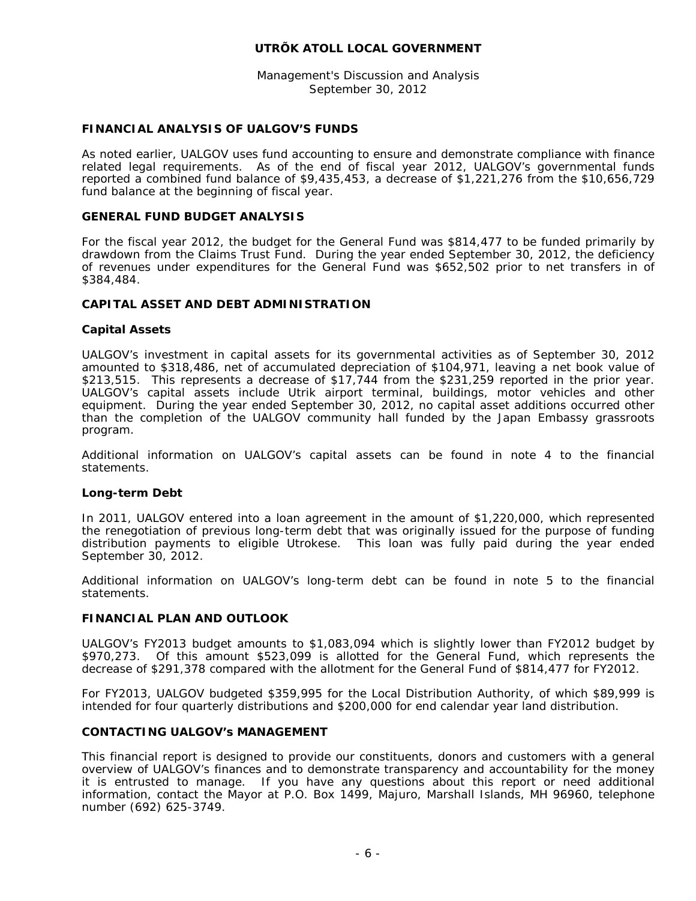# UTRÕK ATOLL LOCAL GOVERNMENT

Management's Discussion and Analysis
September 30, 2012

## FINANCIAL ANALYSIS OF UALGOV'S FUNDS

As noted earlier, UALGOV uses fund accounting to ensure and demonstrate compliance with finance related legal requirements. As of the end of fiscal year 2012, UALGOV's governmental funds reported a combined fund balance of $9,435,453, a decrease of $1,221,276 from the $10,656,729 fund balance at the beginning of fiscal year.

## GENERAL FUND BUDGET ANALYSIS

For the fiscal year 2012, the budget for the General Fund was $814,477 to be funded primarily by drawdown from the Claims Trust Fund. During the year ended September 30, 2012, the deficiency of revenues under expenditures for the General Fund was $652,502 prior to net transfers in of $384,484.

## CAPITAL ASSET AND DEBT ADMINISTRATION

### Capital Assets

UALGOV's investment in capital assets for its governmental activities as of September 30, 2012 amounted to $318,486, net of accumulated depreciation of $104,971, leaving a net book value of $213,515. This represents a decrease of $17,744 from the $231,259 reported in the prior year. UALGOV's capital assets include Utrik airport terminal, buildings, motor vehicles and other equipment. During the year ended September 30, 2012, no capital asset additions occurred other than the completion of the UALGOV community hall funded by the Japan Embassy grassroots program.

Additional information on UALGOV's capital assets can be found in note 4 to the financial statements.

### Long-term Debt

In 2011, UALGOV entered into a loan agreement in the amount of $1,220,000, which represented the renegotiation of previous long-term debt that was originally issued for the purpose of funding distribution payments to eligible Utrokese. This loan was fully paid during the year ended September 30, 2012.

Additional information on UALGOV's long-term debt can be found in note 5 to the financial statements.

## FINANCIAL PLAN AND OUTLOOK

UALGOV's FY2013 budget amounts to $1,083,094 which is slightly lower than FY2012 budget by $970,273. Of this amount $523,099 is allotted for the General Fund, which represents the decrease of $291,378 compared with the allotment for the General Fund of $814,477 for FY2012.

For FY2013, UALGOV budgeted $359,995 for the Local Distribution Authority, of which $89,999 is intended for four quarterly distributions and $200,000 for end calendar year land distribution.

## CONTACTING UALGOV's MANAGEMENT

This financial report is designed to provide our constituents, donors and customers with a general overview of UALGOV's finances and to demonstrate transparency and accountability for the money it is entrusted to manage. If you have any questions about this report or need additional information, contact the Mayor at P.O. Box 1499, Majuro, Marshall Islands, MH 96960, telephone number (692) 625-3749.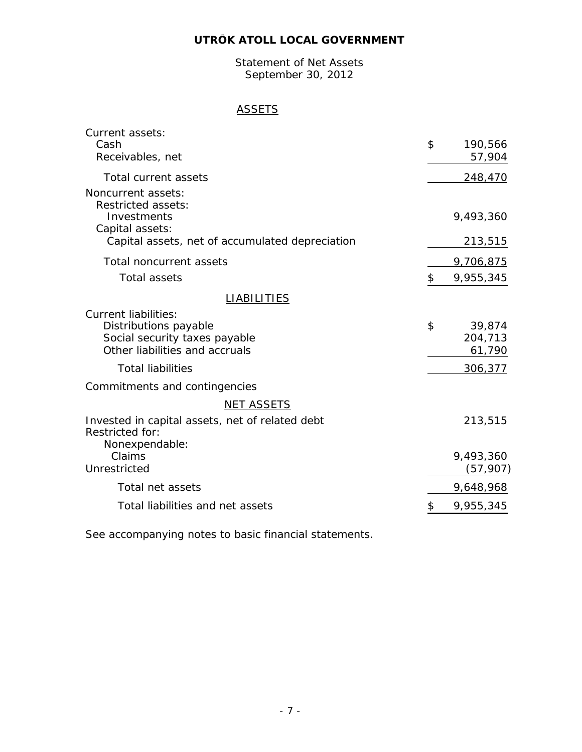# UTRÖK ATOLL LOCAL GOVERNMENT

Statement of Net Assets
September 30, 2012

## ASSETS

| | | |
|---|---|---|
| Current assets: | | |
| Cash | $ | 190,566 |
| Receivables, net | | 57,904 |
| Total current assets | | 248,470 |
| Noncurrent assets: | | |
| Restricted assets: | | |
| Investments | | 9,493,360 |
| Capital assets: | | |
| Capital assets, net of accumulated depreciation | | 213,515 |
| Total noncurrent assets | | 9,706,875 |
| Total assets | $ | 9,955,345 |

## LIABILITIES

| | | |
|---|---|---|
| Current liabilities: | | |
| Distributions payable | $ | 39,874 |
| Social security taxes payable | | 204,713 |
| Other liabilities and accruals | | 61,790 |
| Total liabilities | | 306,377 |
| Commitments and contingencies | | |

## NET ASSETS

| | | |
|---|---|---|
| Invested in capital assets, net of related debt | | 213,515 |
| Restricted for: | | |
| Nonexpendable: | | |
| Claims | | 9,493,360 |
| Unrestricted | | (57,907) |
| Total net assets | | 9,648,968 |
| Total liabilities and net assets | $ | 9,955,345 |

See accompanying notes to basic financial statements.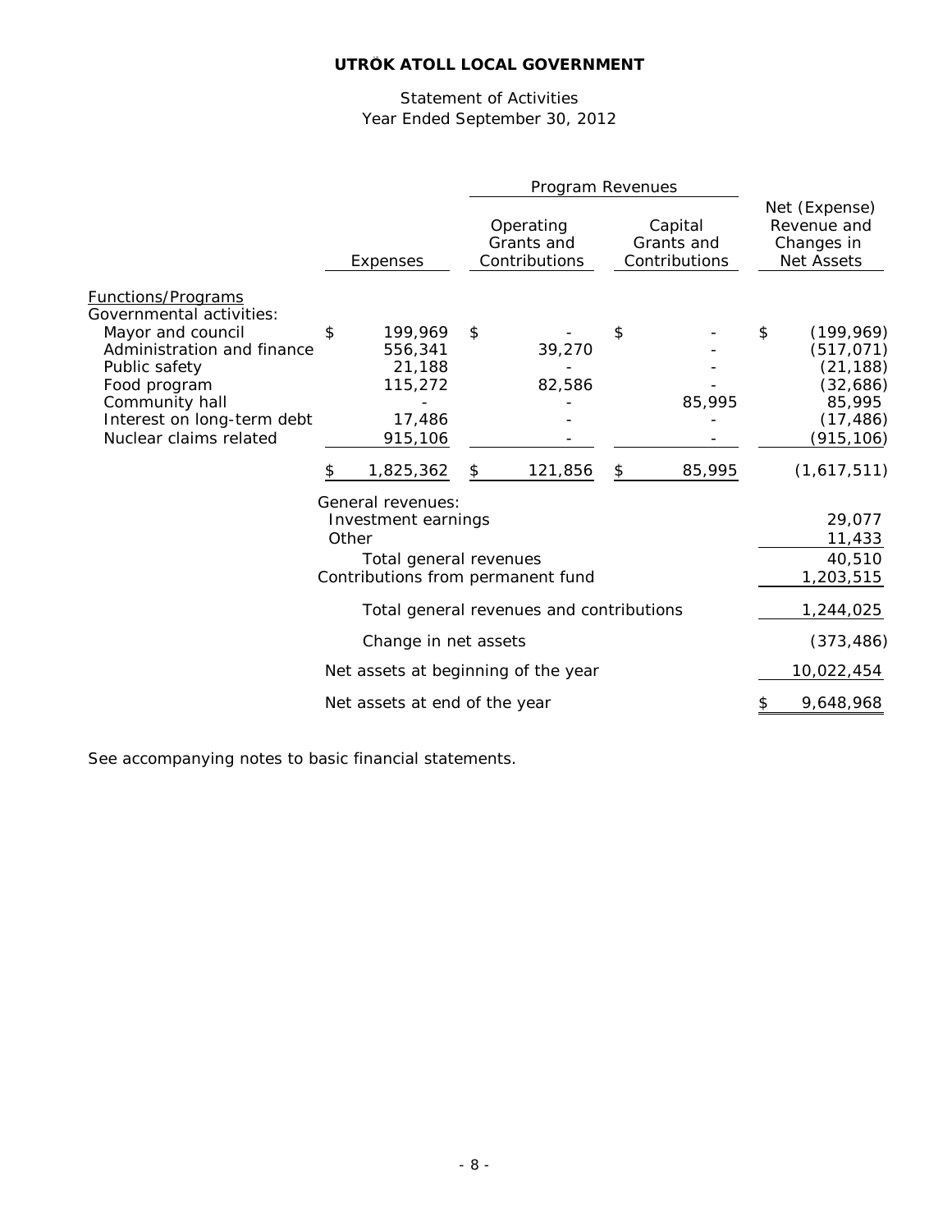# UTRÖK ATOLL LOCAL GOVERNMENT

Statement of Activities
Year Ended September 30, 2012

| | | Program Revenues | | |
|---|---|---|---|---|
| | Expenses | Operating Grants and Contributions | Capital Grants and Contributions | Net (Expense) Revenue and Changes in Net Assets |
| Functions/Programs | | | | |
| Governmental activities: | | | | |
| Mayor and council | $ 199,969 | $ - | $ - | $ (199,969) |
| Administration and finance | 556,341 | 39,270 | - | (517,071) |
| Public safety | 21,188 | - | - | (21,188) |
| Food program | 115,272 | 82,586 | - | (32,686) |
| Community hall | - | - | 85,995 | 85,995 |
| Interest on long-term debt | 17,486 | - | - | (17,486) |
| Nuclear claims related | 915,106 | - | - | (915,106) |
| | $ 1,825,362 | $ 121,856 | $ 85,995 | (1,617,511) |
| | General revenues: | | | |
| | Investment earnings | | | 29,077 |
| | Other | | | 11,433 |
| | Total general revenues | | | 40,510 |
| | Contributions from permanent fund | | | 1,203,515 |
| | Total general revenues and contributions | | | 1,244,025 |
| | Change in net assets | | | (373,486) |
| | Net assets at beginning of the year | | | 10,022,454 |
| | Net assets at end of the year | | | $ 9,648,968 |

See accompanying notes to basic financial statements.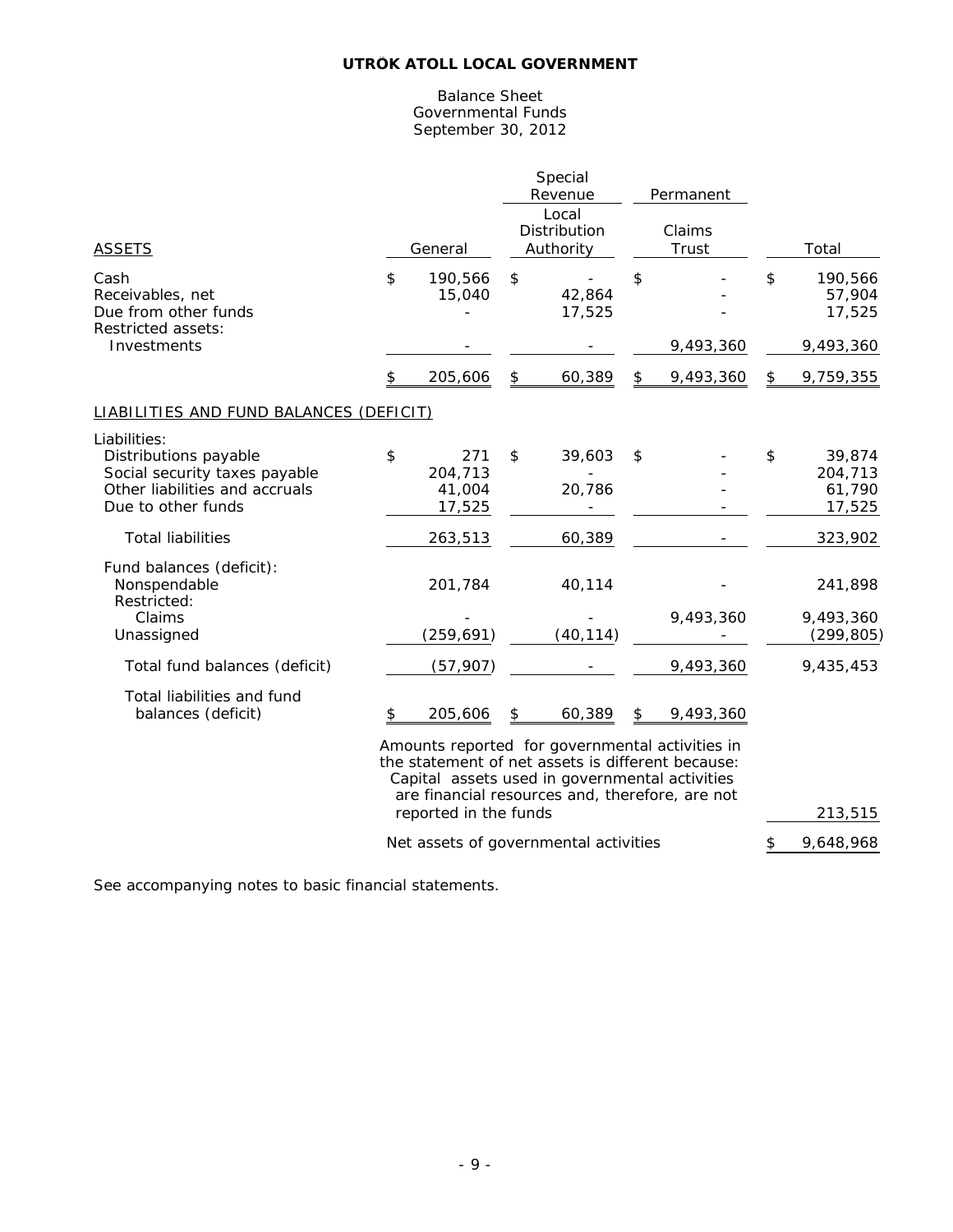**UTRÖK ATOLL LOCAL GOVERNMENT**

Balance Sheet
Governmental Funds
September 30, 2012

| | | Special Revenue | Permanent | |
|---|---|---|---|---|
| ASSETS | General | Local Distribution Authority | Claims Trust | Total |
| Cash | $ 190,566 | $ - | $ - | $ 190,566 |
| Receivables, net | 15,040 | 42,864 | - | 57,904 |
| Due from other funds | - | 17,525 | - | 17,525 |
| Restricted assets: | | | | |
| Investments | - | - | 9,493,360 | 9,493,360 |
| | $ 205,606 | $ 60,389 | $ 9,493,360 | $ 9,759,355 |
| LIABILITIES AND FUND BALANCES (DEFICIT) | | | | |
| Liabilities: | | | | |
| Distributions payable | $ 271 | $ 39,603 | $ - | $ 39,874 |
| Social security taxes payable | 204,713 | - | - | 204,713 |
| Other liabilities and accruals | 41,004 | 20,786 | - | 61,790 |
| Due to other funds | 17,525 | - | - | 17,525 |
| Total liabilities | 263,513 | 60,389 | - | 323,902 |
| Fund balances (deficit): | | | | |
| Nonspendable | 201,784 | 40,114 | - | 241,898 |
| Restricted: | | | | |
| Claims | - | - | 9,493,360 | 9,493,360 |
| Unassigned | (259,691) | (40,114) | - | (299,805) |
| Total fund balances (deficit) | (57,907) | - | 9,493,360 | 9,435,453 |
| Total liabilities and fund balances (deficit) | $ 205,606 | $ 60,389 | $ 9,493,360 | |
| Amounts reported for governmental activities in the statement of net assets is different because: Capital assets used in governmental activities are financial resources and, therefore, are not reported in the funds | | | | 213,515 |
| Net assets of governmental activities | | | | $ 9,648,968 |

See accompanying notes to basic financial statements.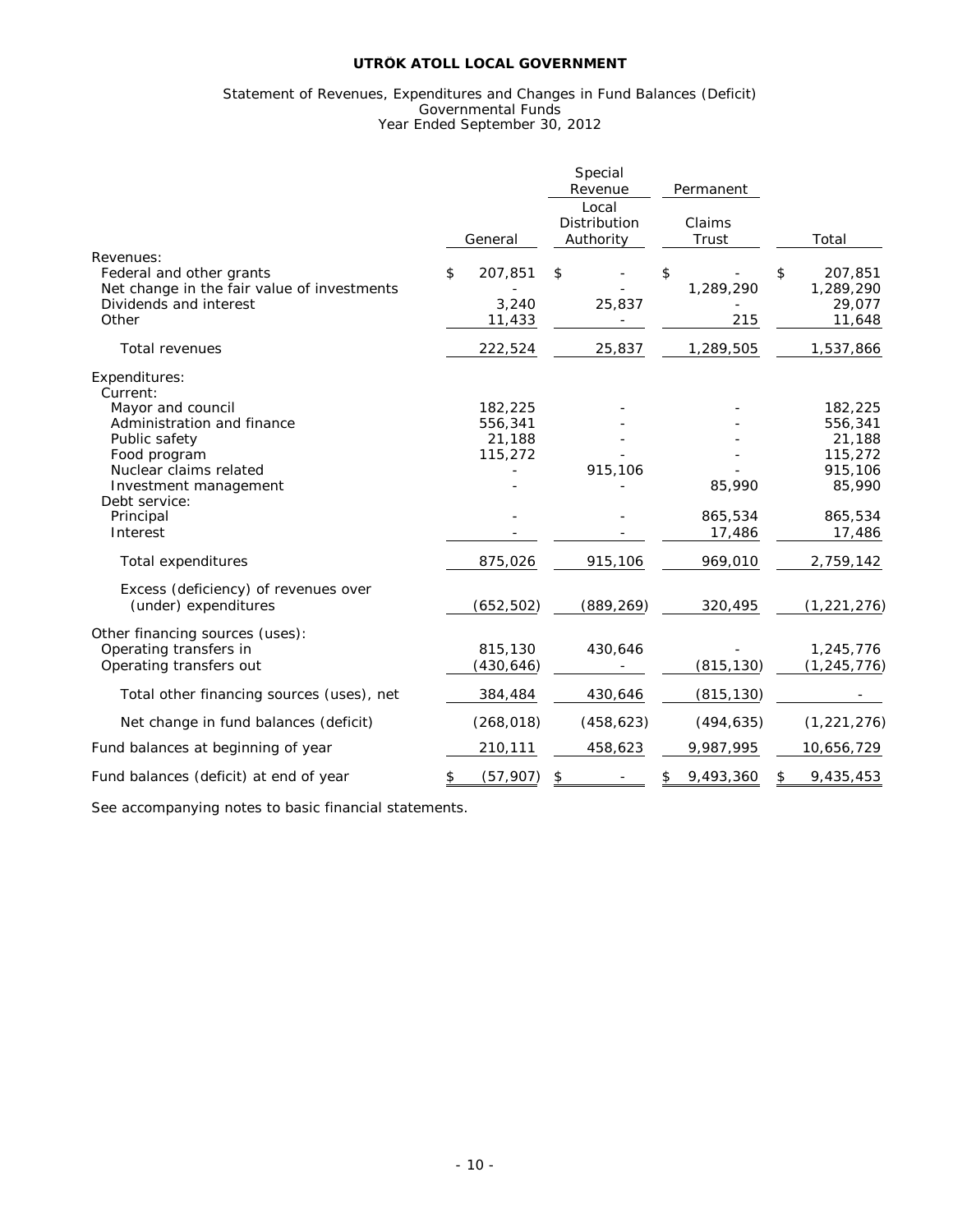**UTRÖK ATOLL LOCAL GOVERNMENT**

Statement of Revenues, Expenditures and Changes in Fund Balances (Deficit)
Governmental Funds
Year Ended September 30, 2012

| | General | Special Revenue<br>Local Distribution Authority | Permanent<br>Claims Trust | Total |
|---|---|---|---|---|
| Revenues: | | | | |
| Federal and other grants | $ 207,851 | $ - | $ - | $ 207,851 |
| Net change in the fair value of investments | - | - | 1,289,290 | 1,289,290 |
| Dividends and interest | 3,240 | 25,837 | - | 29,077 |
| Other | 11,433 | - | 215 | 11,648 |
| Total revenues | 222,524 | 25,837 | 1,289,505 | 1,537,866 |
| Expenditures: | | | | |
| Current: | | | | |
| Mayor and council | 182,225 | - | - | 182,225 |
| Administration and finance | 556,341 | - | - | 556,341 |
| Public safety | 21,188 | - | - | 21,188 |
| Food program | 115,272 | - | - | 115,272 |
| Nuclear claims related | - | 915,106 | - | 915,106 |
| Investment management | - | - | 85,990 | 85,990 |
| Debt service: | | | | |
| Principal | - | - | 865,534 | 865,534 |
| Interest | - | - | 17,486 | 17,486 |
| Total expenditures | 875,026 | 915,106 | 969,010 | 2,759,142 |
| Excess (deficiency) of revenues over (under) expenditures | (652,502) | (889,269) | 320,495 | (1,221,276) |
| Other financing sources (uses): | | | | |
| Operating transfers in | 815,130 | 430,646 | - | 1,245,776 |
| Operating transfers out | (430,646) | - | (815,130) | (1,245,776) |
| Total other financing sources (uses), net | 384,484 | 430,646 | (815,130) | - |
| Net change in fund balances (deficit) | (268,018) | (458,623) | (494,635) | (1,221,276) |
| Fund balances at beginning of year | 210,111 | 458,623 | 9,987,995 | 10,656,729 |
| Fund balances (deficit) at end of year | $ (57,907) | $ - | $ 9,493,360 | $ 9,435,453 |

See accompanying notes to basic financial statements.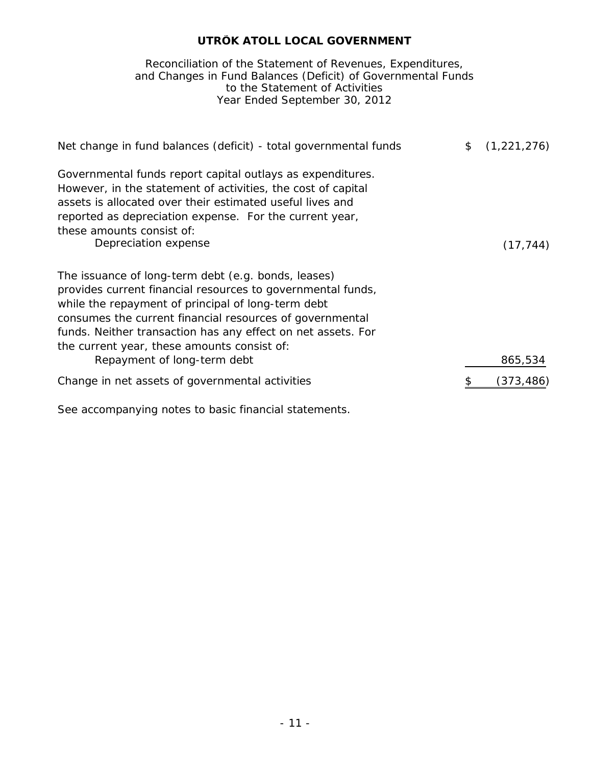# UTRÖK ATOLL LOCAL GOVERNMENT

Reconciliation of the Statement of Revenues, Expenditures, and Changes in Fund Balances (Deficit) of Governmental Funds to the Statement of Activities
Year Ended September 30, 2012

| | |
|---|---|
| Net change in fund balances (deficit) - total governmental funds | $ (1,221,276) |
| Governmental funds report capital outlays as expenditures. However, in the statement of activities, the cost of capital assets is allocated over their estimated useful lives and reported as depreciation expense. For the current year, these amounts consist of: | |
| Depreciation expense | (17,744) |
| The issuance of long-term debt (e.g. bonds, leases) provides current financial resources to governmental funds, while the repayment of principal of long-term debt consumes the current financial resources of governmental funds. Neither transaction has any effect on net assets. For the current year, these amounts consist of: | |
| Repayment of long-term debt | 865,534 |
| Change in net assets of governmental activities | $ (373,486) |

See accompanying notes to basic financial statements.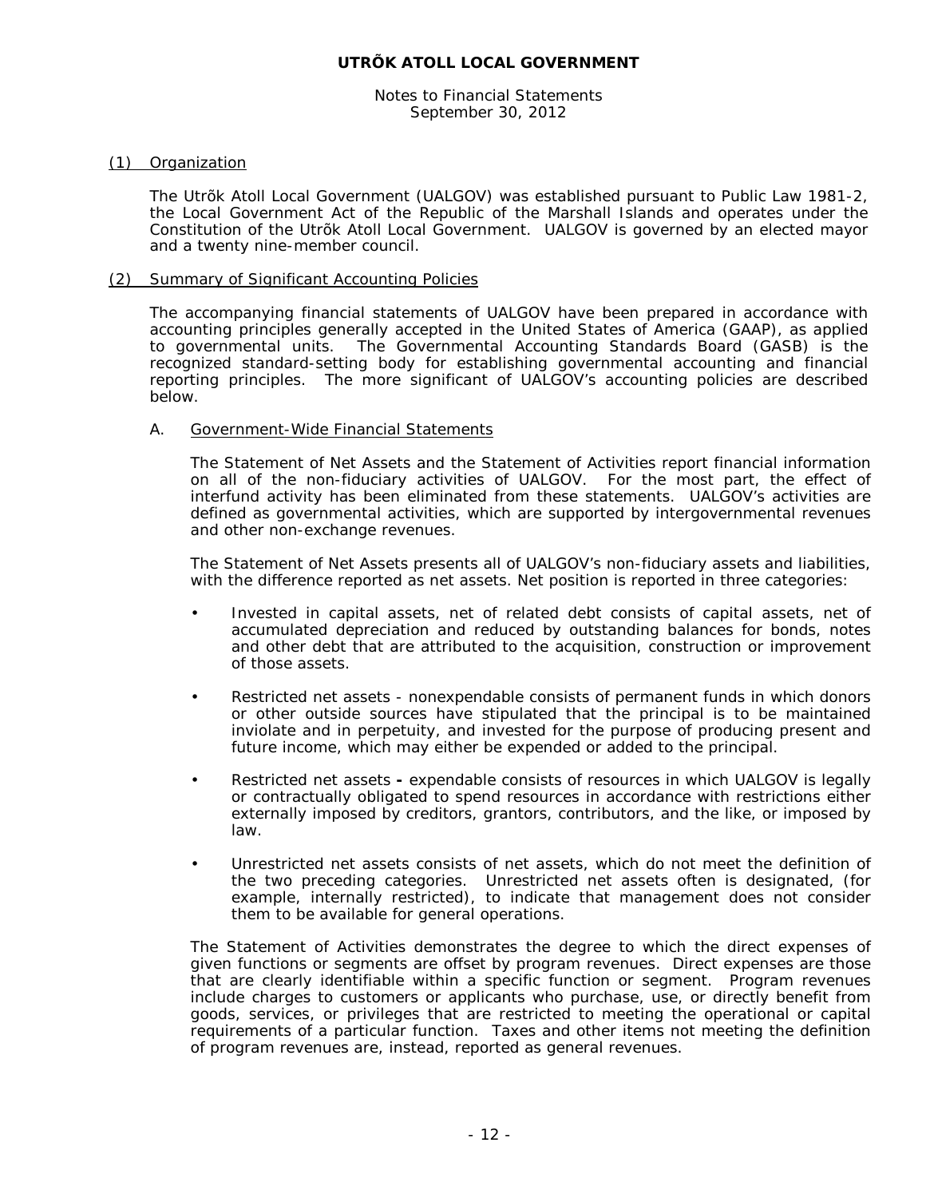# UTRÕK ATOLL LOCAL GOVERNMENT

Notes to Financial Statements
September 30, 2012

## (1) Organization

The Utrõk Atoll Local Government (UALGOV) was established pursuant to Public Law 1981-2, the Local Government Act of the Republic of the Marshall Islands and operates under the Constitution of the Utrõk Atoll Local Government. UALGOV is governed by an elected mayor and a twenty nine-member council.

## (2) Summary of Significant Accounting Policies

The accompanying financial statements of UALGOV have been prepared in accordance with accounting principles generally accepted in the United States of America (GAAP), as applied to governmental units. The Governmental Accounting Standards Board (GASB) is the recognized standard-setting body for establishing governmental accounting and financial reporting principles. The more significant of UALGOV's accounting policies are described below.

### A. Government-Wide Financial Statements

The Statement of Net Assets and the Statement of Activities report financial information on all of the non-fiduciary activities of UALGOV. For the most part, the effect of interfund activity has been eliminated from these statements. UALGOV's activities are defined as governmental activities, which are supported by intergovernmental revenues and other non-exchange revenues.

The Statement of Net Assets presents all of UALGOV's non-fiduciary assets and liabilities, with the difference reported as net assets. Net position is reported in three categories:

- Invested in capital assets, net of related debt consists of capital assets, net of accumulated depreciation and reduced by outstanding balances for bonds, notes and other debt that are attributed to the acquisition, construction or improvement of those assets.
- Restricted net assets - nonexpendable consists of permanent funds in which donors or other outside sources have stipulated that the principal is to be maintained inviolate and in perpetuity, and invested for the purpose of producing present and future income, which may either be expended or added to the principal.
- Restricted net assets **-** expendable consists of resources in which UALGOV is legally or contractually obligated to spend resources in accordance with restrictions either externally imposed by creditors, grantors, contributors, and the like, or imposed by law.
- Unrestricted net assets consists of net assets, which do not meet the definition of the two preceding categories. Unrestricted net assets often is designated, (for example, internally restricted), to indicate that management does not consider them to be available for general operations.

The Statement of Activities demonstrates the degree to which the direct expenses of given functions or segments are offset by program revenues. Direct expenses are those that are clearly identifiable within a specific function or segment. Program revenues include charges to customers or applicants who purchase, use, or directly benefit from goods, services, or privileges that are restricted to meeting the operational or capital requirements of a particular function. Taxes and other items not meeting the definition of program revenues are, instead, reported as general revenues.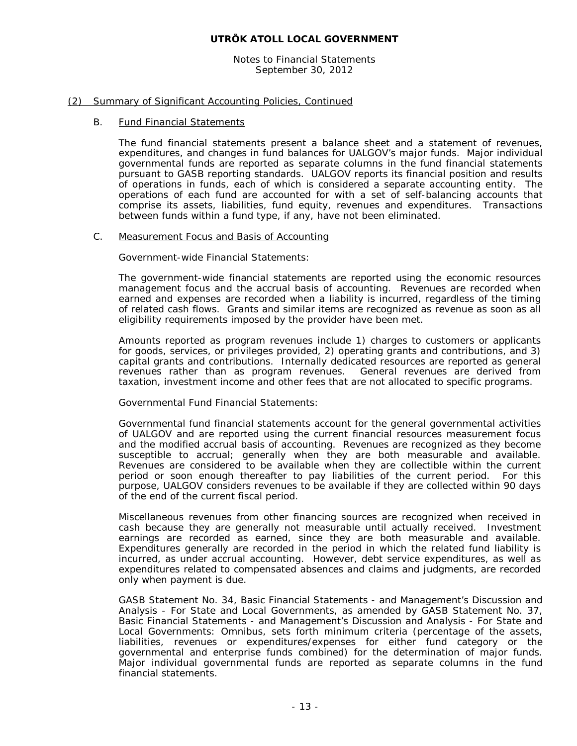## (2) Summary of Significant Accounting Policies, Continued

### B. Fund Financial Statements

The fund financial statements present a balance sheet and a statement of revenues, expenditures, and changes in fund balances for UALGOV's major funds. Major individual governmental funds are reported as separate columns in the fund financial statements pursuant to GASB reporting standards. UALGOV reports its financial position and results of operations in funds, each of which is considered a separate accounting entity. The operations of each fund are accounted for with a set of self-balancing accounts that comprise its assets, liabilities, fund equity, revenues and expenditures. Transactions between funds within a fund type, if any, have not been eliminated.

### C. Measurement Focus and Basis of Accounting

Government-wide Financial Statements:

The government-wide financial statements are reported using the economic resources management focus and the accrual basis of accounting. Revenues are recorded when earned and expenses are recorded when a liability is incurred, regardless of the timing of related cash flows. Grants and similar items are recognized as revenue as soon as all eligibility requirements imposed by the provider have been met.

Amounts reported as program revenues include 1) charges to customers or applicants for goods, services, or privileges provided, 2) operating grants and contributions, and 3) capital grants and contributions. Internally dedicated resources are reported as general revenues rather than as program revenues. General revenues are derived from taxation, investment income and other fees that are not allocated to specific programs.

Governmental Fund Financial Statements:

Governmental fund financial statements account for the general governmental activities of UALGOV and are reported using the current financial resources measurement focus and the modified accrual basis of accounting. Revenues are recognized as they become susceptible to accrual; generally when they are both measurable and available. Revenues are considered to be available when they are collectible within the current period or soon enough thereafter to pay liabilities of the current period. For this purpose, UALGOV considers revenues to be available if they are collected within 90 days of the end of the current fiscal period.

Miscellaneous revenues from other financing sources are recognized when received in cash because they are generally not measurable until actually received. Investment earnings are recorded as earned, since they are both measurable and available. Expenditures generally are recorded in the period in which the related fund liability is incurred, as under accrual accounting. However, debt service expenditures, as well as expenditures related to compensated absences and claims and judgments, are recorded only when payment is due.

GASB Statement No. 34, Basic Financial Statements - and Management's Discussion and Analysis - For State and Local Governments, as amended by GASB Statement No. 37, Basic Financial Statements - and Management's Discussion and Analysis - For State and Local Governments: Omnibus, sets forth minimum criteria (percentage of the assets, liabilities, revenues or expenditures/expenses for either fund category or the governmental and enterprise funds combined) for the determination of major funds. Major individual governmental funds are reported as separate columns in the fund financial statements.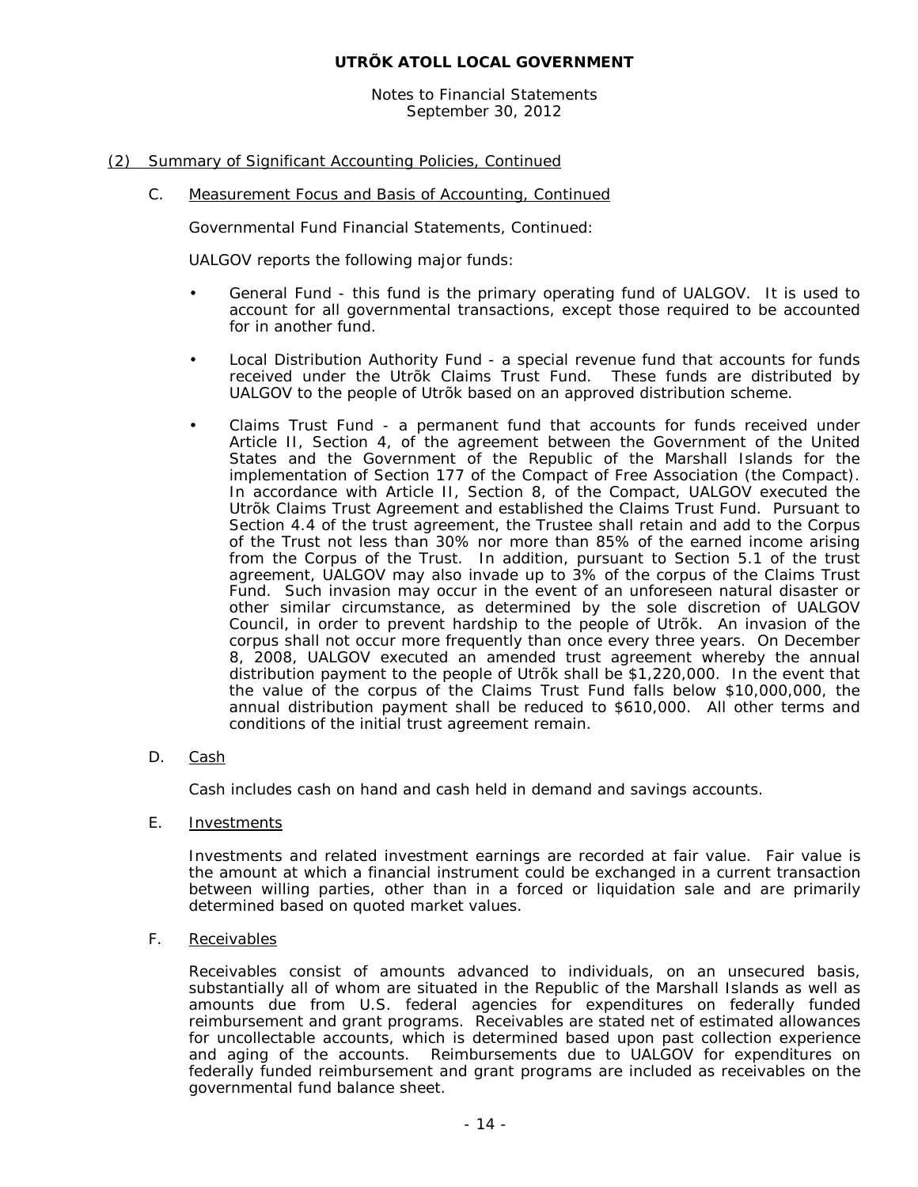## (2) Summary of Significant Accounting Policies, Continued

### C. Measurement Focus and Basis of Accounting, Continued

Governmental Fund Financial Statements, Continued:

UALGOV reports the following major funds:

- General Fund - this fund is the primary operating fund of UALGOV. It is used to account for all governmental transactions, except those required to be accounted for in another fund.
- Local Distribution Authority Fund - a special revenue fund that accounts for funds received under the Utrõk Claims Trust Fund. These funds are distributed by UALGOV to the people of Utrõk based on an approved distribution scheme.
- Claims Trust Fund - a permanent fund that accounts for funds received under Article II, Section 4, of the agreement between the Government of the United States and the Government of the Republic of the Marshall Islands for the implementation of Section 177 of the Compact of Free Association (the Compact). In accordance with Article II, Section 8, of the Compact, UALGOV executed the Utrõk Claims Trust Agreement and established the Claims Trust Fund. Pursuant to Section 4.4 of the trust agreement, the Trustee shall retain and add to the Corpus of the Trust not less than 30% nor more than 85% of the earned income arising from the Corpus of the Trust. In addition, pursuant to Section 5.1 of the trust agreement, UALGOV may also invade up to 3% of the corpus of the Claims Trust Fund. Such invasion may occur in the event of an unforeseen natural disaster or other similar circumstance, as determined by the sole discretion of UALGOV Council, in order to prevent hardship to the people of Utrõk. An invasion of the corpus shall not occur more frequently than once every three years. On December 8, 2008, UALGOV executed an amended trust agreement whereby the annual distribution payment to the people of Utrõk shall be $1,220,000. In the event that the value of the corpus of the Claims Trust Fund falls below $10,000,000, the annual distribution payment shall be reduced to $610,000. All other terms and conditions of the initial trust agreement remain.

### D. Cash

Cash includes cash on hand and cash held in demand and savings accounts.

### E. Investments

Investments and related investment earnings are recorded at fair value. Fair value is the amount at which a financial instrument could be exchanged in a current transaction between willing parties, other than in a forced or liquidation sale and are primarily determined based on quoted market values.

### F. Receivables

Receivables consist of amounts advanced to individuals, on an unsecured basis, substantially all of whom are situated in the Republic of the Marshall Islands as well as amounts due from U.S. federal agencies for expenditures on federally funded reimbursement and grant programs. Receivables are stated net of estimated allowances for uncollectable accounts, which is determined based upon past collection experience and aging of the accounts. Reimbursements due to UALGOV for expenditures on federally funded reimbursement and grant programs are included as receivables on the governmental fund balance sheet.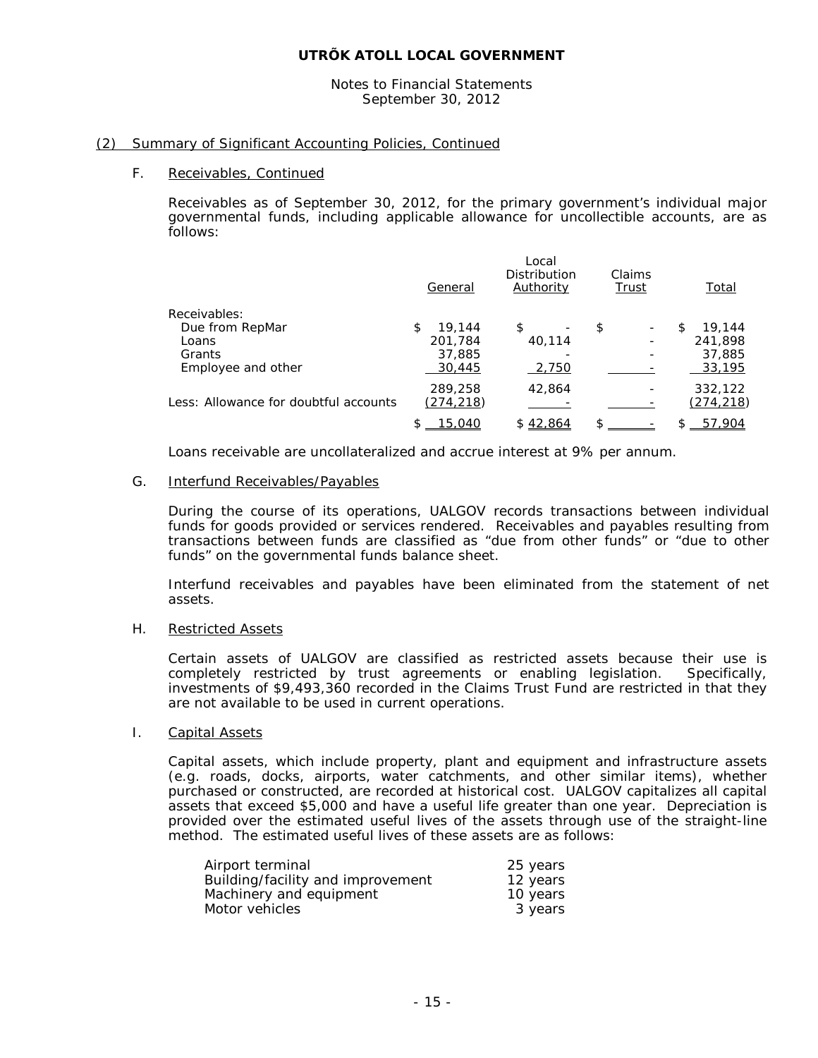UTRÕK ATOLL LOCAL GOVERNMENT

Notes to Financial Statements
September 30, 2012

## (2) Summary of Significant Accounting Policies, Continued

### F. Receivables, Continued

Receivables as of September 30, 2012, for the primary government's individual major governmental funds, including applicable allowance for uncollectible accounts, are as follows:

| | General | Local Distribution Authority | Claims Trust | Total |
|---|---|---|---|---|
| Receivables: | | | | |
| Due from RepMar | $ 19,144 | $ - | $ - | $ 19,144 |
| Loans | 201,784 | 40,114 | - | 241,898 |
| Grants | 37,885 | - | - | 37,885 |
| Employee and other | 30,445 | 2,750 | - | 33,195 |
| | 289,258 | 42,864 | - | 332,122 |
| Less: Allowance for doubtful accounts | (274,218) | - | - | (274,218) |
| | $ 15,040 | $ 42,864 | $ - | $ 57,904 |

Loans receivable are uncollateralized and accrue interest at 9% per annum.

### G. Interfund Receivables/Payables

During the course of its operations, UALGOV records transactions between individual funds for goods provided or services rendered. Receivables and payables resulting from transactions between funds are classified as "due from other funds" or "due to other funds" on the governmental funds balance sheet.

Interfund receivables and payables have been eliminated from the statement of net assets.

### H. Restricted Assets

Certain assets of UALGOV are classified as restricted assets because their use is completely restricted by trust agreements or enabling legislation. Specifically, investments of $9,493,360 recorded in the Claims Trust Fund are restricted in that they are not available to be used in current operations.

### I. Capital Assets

Capital assets, which include property, plant and equipment and infrastructure assets (e.g. roads, docks, airports, water catchments, and other similar items), whether purchased or constructed, are recorded at historical cost. UALGOV capitalizes all capital assets that exceed $5,000 and have a useful life greater than one year. Depreciation is provided over the estimated useful lives of the assets through use of the straight-line method. The estimated useful lives of these assets are as follows:

| | |
|---|---|
| Airport terminal | 25 years |
| Building/facility and improvement | 12 years |
| Machinery and equipment | 10 years |
| Motor vehicles | 3 years |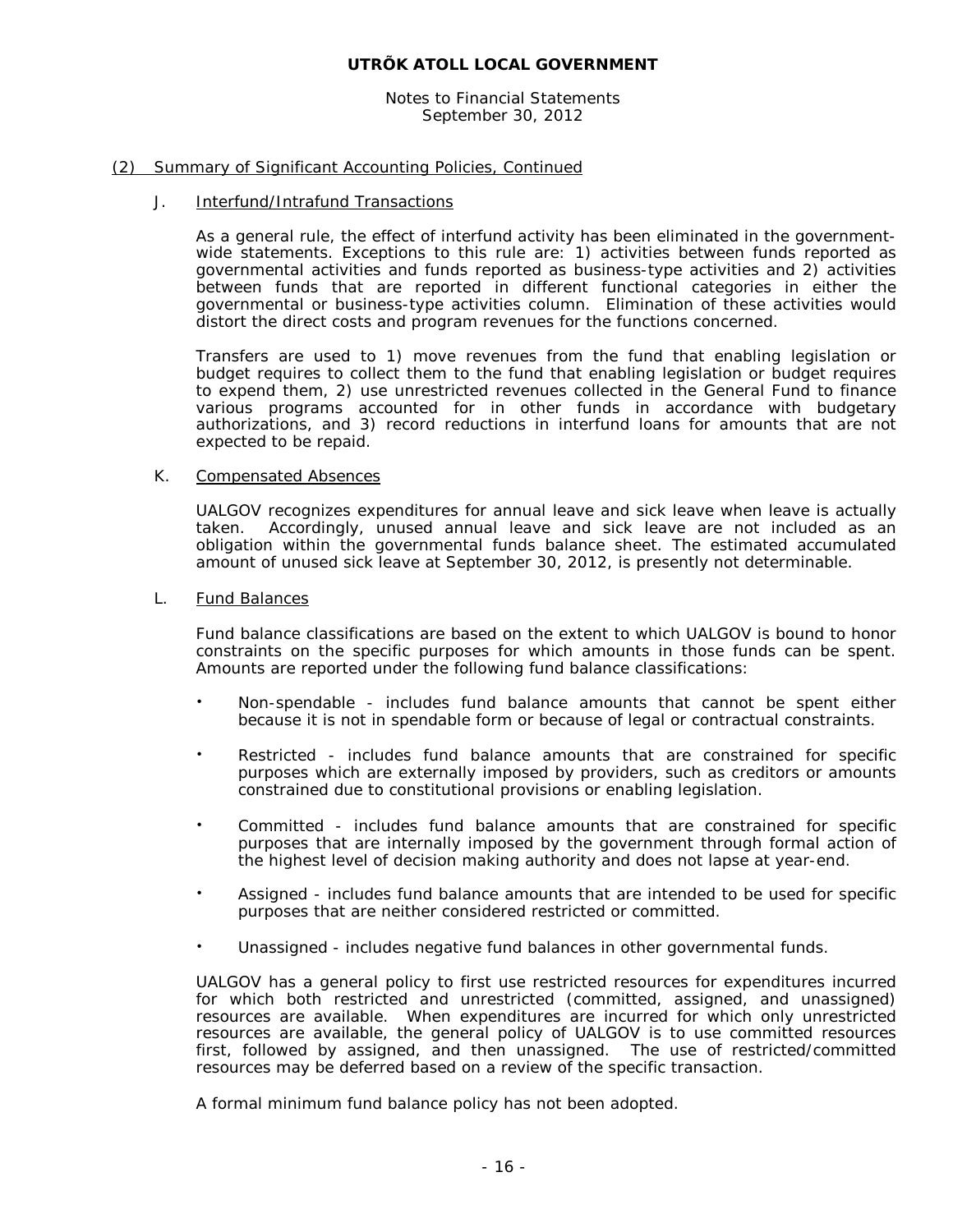## (2) Summary of Significant Accounting Policies, Continued

### J. Interfund/Intrafund Transactions

As a general rule, the effect of interfund activity has been eliminated in the government-wide statements. Exceptions to this rule are: 1) activities between funds reported as governmental activities and funds reported as business-type activities and 2) activities between funds that are reported in different functional categories in either the governmental or business-type activities column. Elimination of these activities would distort the direct costs and program revenues for the functions concerned.

Transfers are used to 1) move revenues from the fund that enabling legislation or budget requires to collect them to the fund that enabling legislation or budget requires to expend them, 2) use unrestricted revenues collected in the General Fund to finance various programs accounted for in other funds in accordance with budgetary authorizations, and 3) record reductions in interfund loans for amounts that are not expected to be repaid.

### K. Compensated Absences

UALGOV recognizes expenditures for annual leave and sick leave when leave is actually taken. Accordingly, unused annual leave and sick leave are not included as an obligation within the governmental funds balance sheet. The estimated accumulated amount of unused sick leave at September 30, 2012, is presently not determinable.

### L. Fund Balances

Fund balance classifications are based on the extent to which UALGOV is bound to honor constraints on the specific purposes for which amounts in those funds can be spent. Amounts are reported under the following fund balance classifications:

- Non-spendable - includes fund balance amounts that cannot be spent either because it is not in spendable form or because of legal or contractual constraints.
- Restricted - includes fund balance amounts that are constrained for specific purposes which are externally imposed by providers, such as creditors or amounts constrained due to constitutional provisions or enabling legislation.
- Committed - includes fund balance amounts that are constrained for specific purposes that are internally imposed by the government through formal action of the highest level of decision making authority and does not lapse at year-end.
- Assigned - includes fund balance amounts that are intended to be used for specific purposes that are neither considered restricted or committed.
- Unassigned - includes negative fund balances in other governmental funds.

UALGOV has a general policy to first use restricted resources for expenditures incurred for which both restricted and unrestricted (committed, assigned, and unassigned) resources are available. When expenditures are incurred for which only unrestricted resources are available, the general policy of UALGOV is to use committed resources first, followed by assigned, and then unassigned. The use of restricted/committed resources may be deferred based on a review of the specific transaction.

A formal minimum fund balance policy has not been adopted.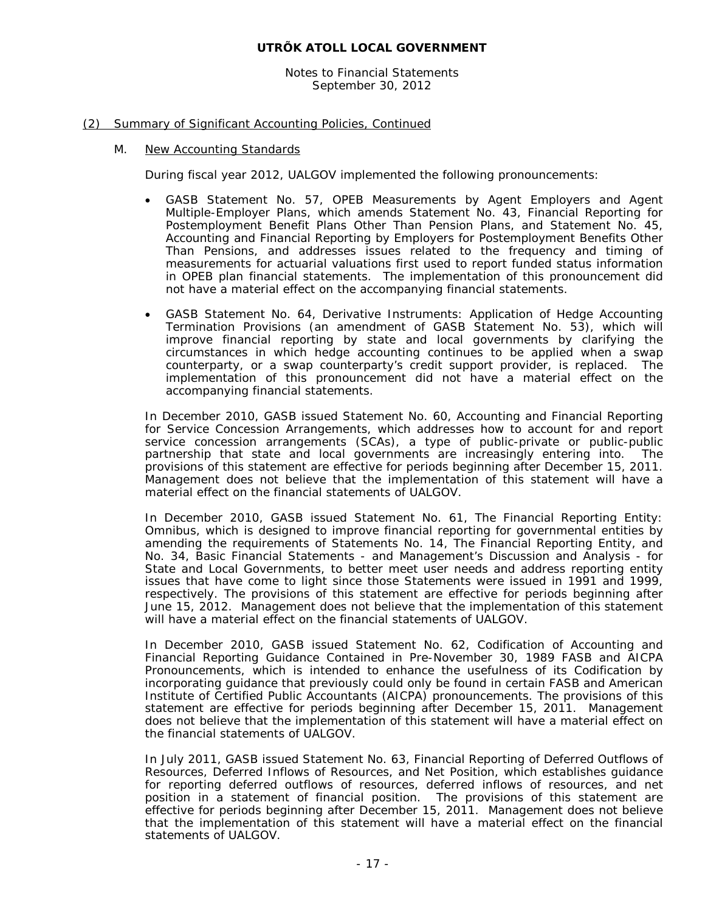# UTRÕK ATOLL LOCAL GOVERNMENT

Notes to Financial Statements
September 30, 2012

## (2) Summary of Significant Accounting Policies, Continued

### M. New Accounting Standards

During fiscal year 2012, UALGOV implemented the following pronouncements:

- GASB Statement No. 57, OPEB Measurements by Agent Employers and Agent Multiple-Employer Plans, which amends Statement No. 43, Financial Reporting for Postemployment Benefit Plans Other Than Pension Plans, and Statement No. 45, Accounting and Financial Reporting by Employers for Postemployment Benefits Other Than Pensions, and addresses issues related to the frequency and timing of measurements for actuarial valuations first used to report funded status information in OPEB plan financial statements. The implementation of this pronouncement did not have a material effect on the accompanying financial statements.

- GASB Statement No. 64, Derivative Instruments: Application of Hedge Accounting Termination Provisions (an amendment of GASB Statement No. 53), which will improve financial reporting by state and local governments by clarifying the circumstances in which hedge accounting continues to be applied when a swap counterparty, or a swap counterparty's credit support provider, is replaced. The implementation of this pronouncement did not have a material effect on the accompanying financial statements.

In December 2010, GASB issued Statement No. 60, Accounting and Financial Reporting for Service Concession Arrangements, which addresses how to account for and report service concession arrangements (SCAs), a type of public-private or public-public partnership that state and local governments are increasingly entering into. The provisions of this statement are effective for periods beginning after December 15, 2011. Management does not believe that the implementation of this statement will have a material effect on the financial statements of UALGOV.

In December 2010, GASB issued Statement No. 61, The Financial Reporting Entity: Omnibus, which is designed to improve financial reporting for governmental entities by amending the requirements of Statements No. 14, The Financial Reporting Entity, and No. 34, Basic Financial Statements - and Management's Discussion and Analysis - for State and Local Governments, to better meet user needs and address reporting entity issues that have come to light since those Statements were issued in 1991 and 1999, respectively. The provisions of this statement are effective for periods beginning after June 15, 2012. Management does not believe that the implementation of this statement will have a material effect on the financial statements of UALGOV.

In December 2010, GASB issued Statement No. 62, Codification of Accounting and Financial Reporting Guidance Contained in Pre-November 30, 1989 FASB and AICPA Pronouncements, which is intended to enhance the usefulness of its Codification by incorporating guidance that previously could only be found in certain FASB and American Institute of Certified Public Accountants (AICPA) pronouncements. The provisions of this statement are effective for periods beginning after December 15, 2011. Management does not believe that the implementation of this statement will have a material effect on the financial statements of UALGOV.

In July 2011, GASB issued Statement No. 63, Financial Reporting of Deferred Outflows of Resources, Deferred Inflows of Resources, and Net Position, which establishes guidance for reporting deferred outflows of resources, deferred inflows of resources, and net position in a statement of financial position. The provisions of this statement are effective for periods beginning after December 15, 2011. Management does not believe that the implementation of this statement will have a material effect on the financial statements of UALGOV.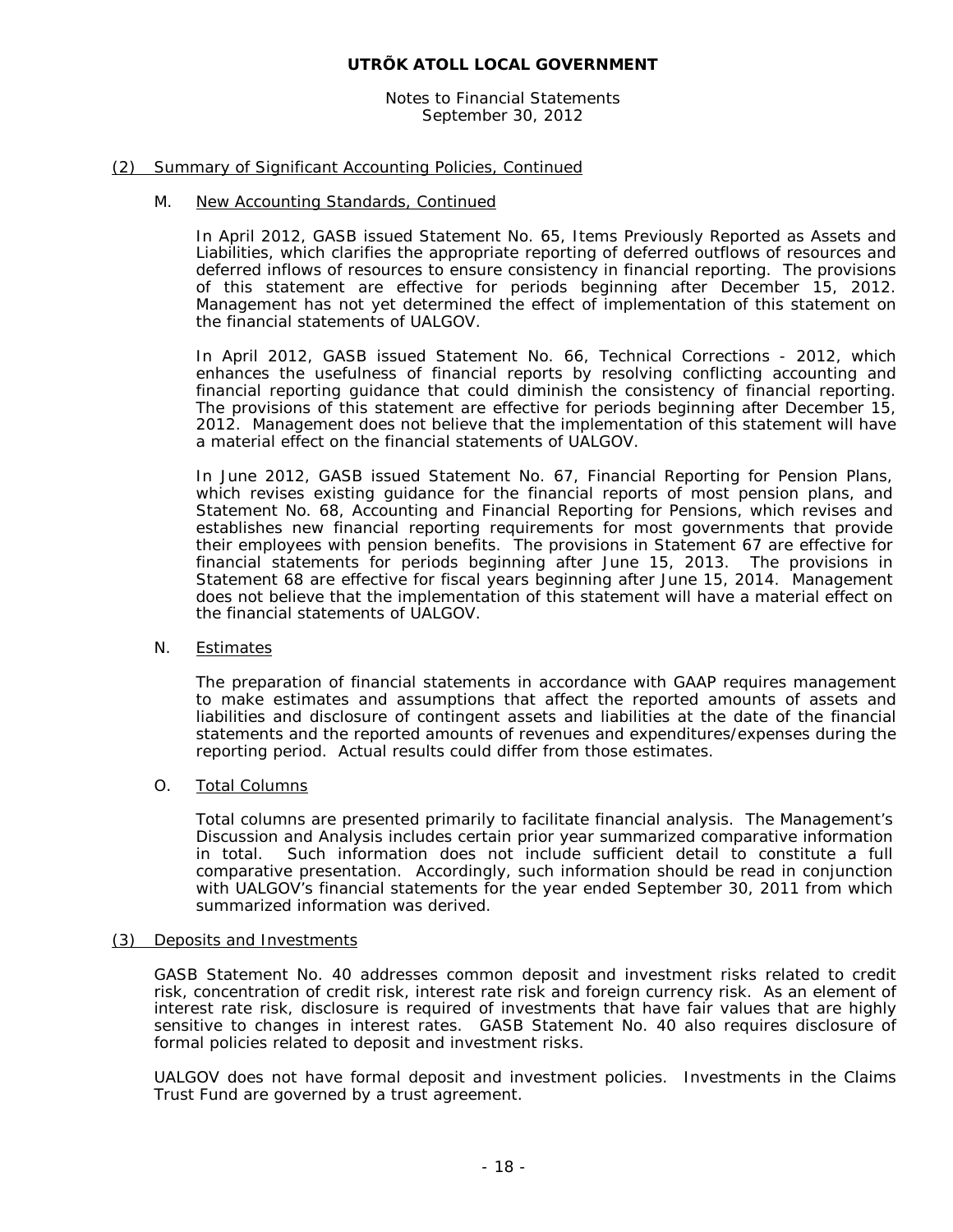# UTRÕK ATOLL LOCAL GOVERNMENT

Notes to Financial Statements
September 30, 2012

## (2) Summary of Significant Accounting Policies, Continued

### M. New Accounting Standards, Continued

In April 2012, GASB issued Statement No. 65, Items Previously Reported as Assets and Liabilities, which clarifies the appropriate reporting of deferred outflows of resources and deferred inflows of resources to ensure consistency in financial reporting. The provisions of this statement are effective for periods beginning after December 15, 2012. Management has not yet determined the effect of implementation of this statement on the financial statements of UALGOV.

In April 2012, GASB issued Statement No. 66, Technical Corrections - 2012, which enhances the usefulness of financial reports by resolving conflicting accounting and financial reporting guidance that could diminish the consistency of financial reporting. The provisions of this statement are effective for periods beginning after December 15, 2012. Management does not believe that the implementation of this statement will have a material effect on the financial statements of UALGOV.

In June 2012, GASB issued Statement No. 67, Financial Reporting for Pension Plans, which revises existing guidance for the financial reports of most pension plans, and Statement No. 68, Accounting and Financial Reporting for Pensions, which revises and establishes new financial reporting requirements for most governments that provide their employees with pension benefits. The provisions in Statement 67 are effective for financial statements for periods beginning after June 15, 2013. The provisions in Statement 68 are effective for fiscal years beginning after June 15, 2014. Management does not believe that the implementation of this statement will have a material effect on the financial statements of UALGOV.

### N. Estimates

The preparation of financial statements in accordance with GAAP requires management to make estimates and assumptions that affect the reported amounts of assets and liabilities and disclosure of contingent assets and liabilities at the date of the financial statements and the reported amounts of revenues and expenditures/expenses during the reporting period. Actual results could differ from those estimates.

### O. Total Columns

Total columns are presented primarily to facilitate financial analysis. The Management's Discussion and Analysis includes certain prior year summarized comparative information in total. Such information does not include sufficient detail to constitute a full comparative presentation. Accordingly, such information should be read in conjunction with UALGOV's financial statements for the year ended September 30, 2011 from which summarized information was derived.

## (3) Deposits and Investments

GASB Statement No. 40 addresses common deposit and investment risks related to credit risk, concentration of credit risk, interest rate risk and foreign currency risk. As an element of interest rate risk, disclosure is required of investments that have fair values that are highly sensitive to changes in interest rates. GASB Statement No. 40 also requires disclosure of formal policies related to deposit and investment risks.

UALGOV does not have formal deposit and investment policies. Investments in the Claims Trust Fund are governed by a trust agreement.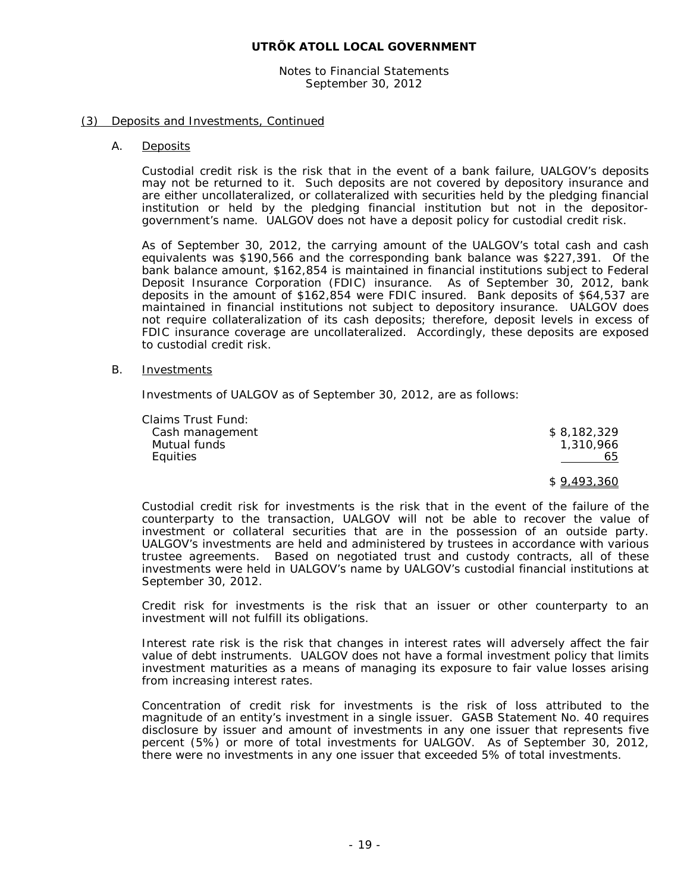## (3) Deposits and Investments, Continued

### A. Deposits

Custodial credit risk is the risk that in the event of a bank failure, UALGOV's deposits may not be returned to it. Such deposits are not covered by depository insurance and are either uncollateralized, or collateralized with securities held by the pledging financial institution or held by the pledging financial institution but not in the depositor-government's name. UALGOV does not have a deposit policy for custodial credit risk.

As of September 30, 2012, the carrying amount of the UALGOV's total cash and cash equivalents was $190,566 and the corresponding bank balance was $227,391. Of the bank balance amount, $162,854 is maintained in financial institutions subject to Federal Deposit Insurance Corporation (FDIC) insurance. As of September 30, 2012, bank deposits in the amount of $162,854 were FDIC insured. Bank deposits of $64,537 are maintained in financial institutions not subject to depository insurance. UALGOV does not require collateralization of its cash deposits; therefore, deposit levels in excess of FDIC insurance coverage are uncollateralized. Accordingly, these deposits are exposed to custodial credit risk.

### B. Investments

Investments of UALGOV as of September 30, 2012, are as follows:

| | |
|---|---|
| Claims Trust Fund: | |
| Cash management | $ 8,182,329 |
| Mutual funds | 1,310,966 |
| Equities | 65 |
| | $ 9,493,360 |

Custodial credit risk for investments is the risk that in the event of the failure of the counterparty to the transaction, UALGOV will not be able to recover the value of investment or collateral securities that are in the possession of an outside party. UALGOV's investments are held and administered by trustees in accordance with various trustee agreements. Based on negotiated trust and custody contracts, all of these investments were held in UALGOV's name by UALGOV's custodial financial institutions at September 30, 2012.

Credit risk for investments is the risk that an issuer or other counterparty to an investment will not fulfill its obligations.

Interest rate risk is the risk that changes in interest rates will adversely affect the fair value of debt instruments. UALGOV does not have a formal investment policy that limits investment maturities as a means of managing its exposure to fair value losses arising from increasing interest rates.

Concentration of credit risk for investments is the risk of loss attributed to the magnitude of an entity's investment in a single issuer. GASB Statement No. 40 requires disclosure by issuer and amount of investments in any one issuer that represents five percent (5%) or more of total investments for UALGOV. As of September 30, 2012, there were no investments in any one issuer that exceeded 5% of total investments.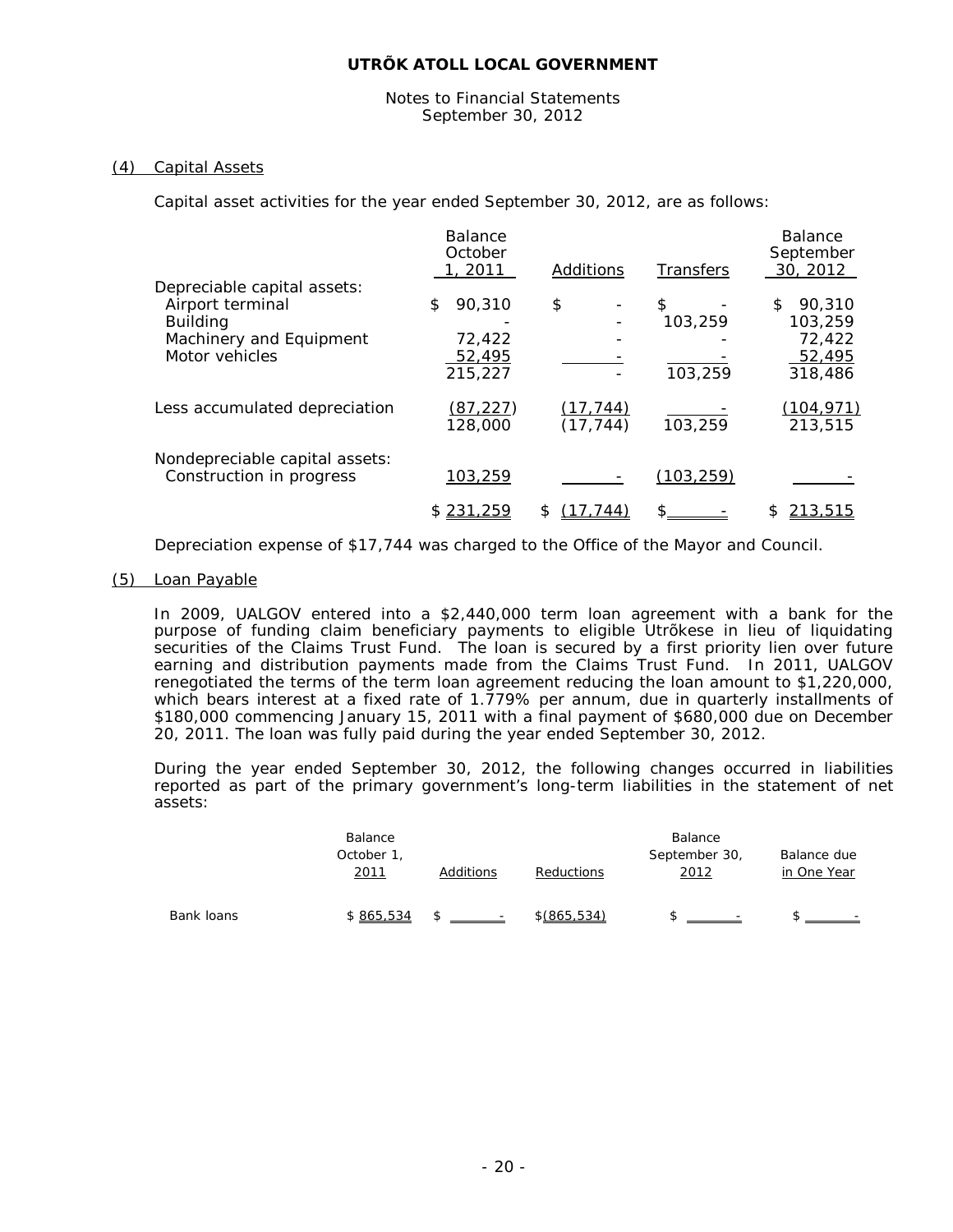**UTRÕK ATOLL LOCAL GOVERNMENT**

Notes to Financial Statements
September 30, 2012

(4) Capital Assets

Capital asset activities for the year ended September 30, 2012, are as follows:

| | Balance October 1, 2011 | Additions | Transfers | Balance September 30, 2012 |
|---|---|---|---|---|
| Depreciable capital assets: | | | | |
| Airport terminal | $ 90,310 | $ - | $ - | $ 90,310 |
| Building | - | - | 103,259 | 103,259 |
| Machinery and Equipment | 72,422 | - | - | 72,422 |
| Motor vehicles | 52,495 | - | - | 52,495 |
| | 215,227 | - | 103,259 | 318,486 |
| Less accumulated depreciation | (87,227) | (17,744) | - | (104,971) |
| | 128,000 | (17,744) | 103,259 | 213,515 |
| Nondepreciable capital assets: | | | | |
| Construction in progress | 103,259 | - | (103,259) | - |
| | $ 231,259 | $ (17,744) | $ - | $ 213,515 |

Depreciation expense of $17,744 was charged to the Office of the Mayor and Council.

(5) Loan Payable

In 2009, UALGOV entered into a $2,440,000 term loan agreement with a bank for the purpose of funding claim beneficiary payments to eligible Utrõkese in lieu of liquidating securities of the Claims Trust Fund. The loan is secured by a first priority lien over future earning and distribution payments made from the Claims Trust Fund. In 2011, UALGOV renegotiated the terms of the term loan agreement reducing the loan amount to $1,220,000, which bears interest at a fixed rate of 1.779% per annum, due in quarterly installments of $180,000 commencing January 15, 2011 with a final payment of $680,000 due on December 20, 2011. The loan was fully paid during the year ended September 30, 2012.

During the year ended September 30, 2012, the following changes occurred in liabilities reported as part of the primary government's long-term liabilities in the statement of net assets:

| | Balance October 1, 2011 | Additions | Reductions | Balance September 30, 2012 | Balance due in One Year |
|---|---|---|---|---|---|
| Bank loans | $ 865,534 | $ - | $(865,534) | $ - | $ - |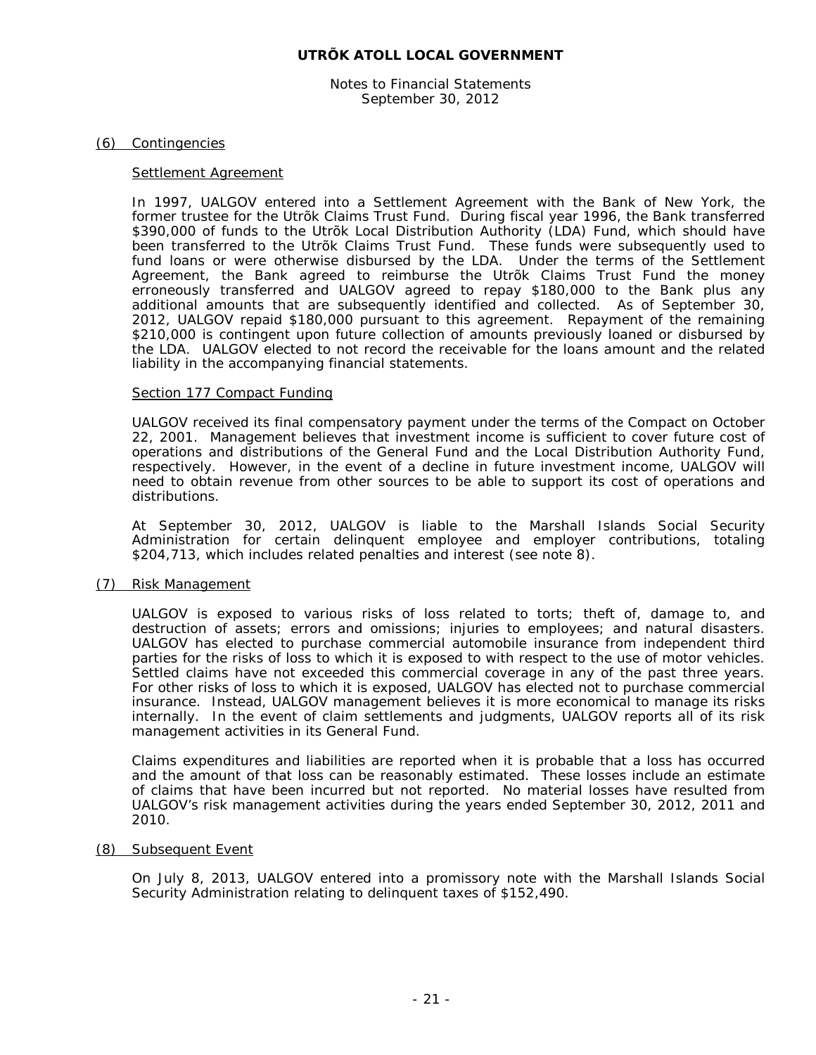# UTRÕK ATOLL LOCAL GOVERNMENT

Notes to Financial Statements
September 30, 2012

## (6) Contingencies

### Settlement Agreement

In 1997, UALGOV entered into a Settlement Agreement with the Bank of New York, the former trustee for the Utrõk Claims Trust Fund. During fiscal year 1996, the Bank transferred $390,000 of funds to the Utrõk Local Distribution Authority (LDA) Fund, which should have been transferred to the Utrõk Claims Trust Fund. These funds were subsequently used to fund loans or were otherwise disbursed by the LDA. Under the terms of the Settlement Agreement, the Bank agreed to reimburse the Utrõk Claims Trust Fund the money erroneously transferred and UALGOV agreed to repay $180,000 to the Bank plus any additional amounts that are subsequently identified and collected. As of September 30, 2012, UALGOV repaid $180,000 pursuant to this agreement. Repayment of the remaining $210,000 is contingent upon future collection of amounts previously loaned or disbursed by the LDA. UALGOV elected to not record the receivable for the loans amount and the related liability in the accompanying financial statements.

### Section 177 Compact Funding

UALGOV received its final compensatory payment under the terms of the Compact on October 22, 2001. Management believes that investment income is sufficient to cover future cost of operations and distributions of the General Fund and the Local Distribution Authority Fund, respectively. However, in the event of a decline in future investment income, UALGOV will need to obtain revenue from other sources to be able to support its cost of operations and distributions.

At September 30, 2012, UALGOV is liable to the Marshall Islands Social Security Administration for certain delinquent employee and employer contributions, totaling $204,713, which includes related penalties and interest (see note 8).

## (7) Risk Management

UALGOV is exposed to various risks of loss related to torts; theft of, damage to, and destruction of assets; errors and omissions; injuries to employees; and natural disasters. UALGOV has elected to purchase commercial automobile insurance from independent third parties for the risks of loss to which it is exposed to with respect to the use of motor vehicles. Settled claims have not exceeded this commercial coverage in any of the past three years. For other risks of loss to which it is exposed, UALGOV has elected not to purchase commercial insurance. Instead, UALGOV management believes it is more economical to manage its risks internally. In the event of claim settlements and judgments, UALGOV reports all of its risk management activities in its General Fund.

Claims expenditures and liabilities are reported when it is probable that a loss has occurred and the amount of that loss can be reasonably estimated. These losses include an estimate of claims that have been incurred but not reported. No material losses have resulted from UALGOV's risk management activities during the years ended September 30, 2012, 2011 and 2010.

## (8) Subsequent Event

On July 8, 2013, UALGOV entered into a promissory note with the Marshall Islands Social Security Administration relating to delinquent taxes of $152,490.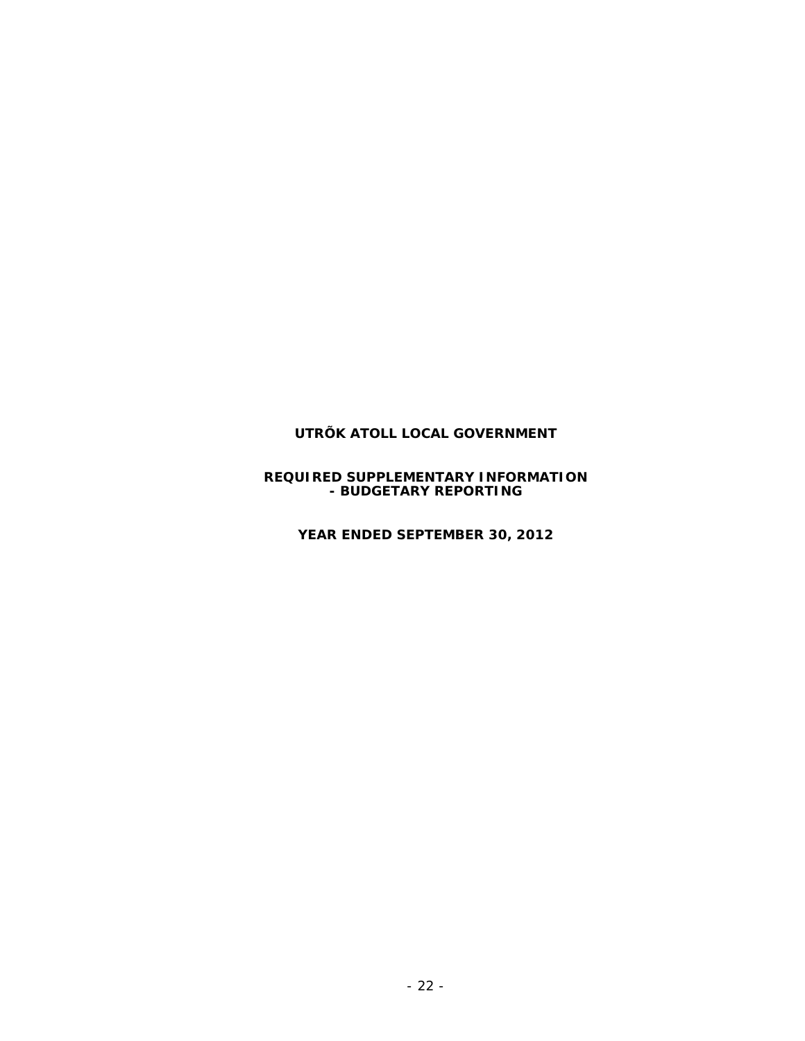**UTRÕK ATOLL LOCAL GOVERNMENT**

**REQUIRED SUPPLEMENTARY INFORMATION - BUDGETARY REPORTING**

**YEAR ENDED SEPTEMBER 30, 2012**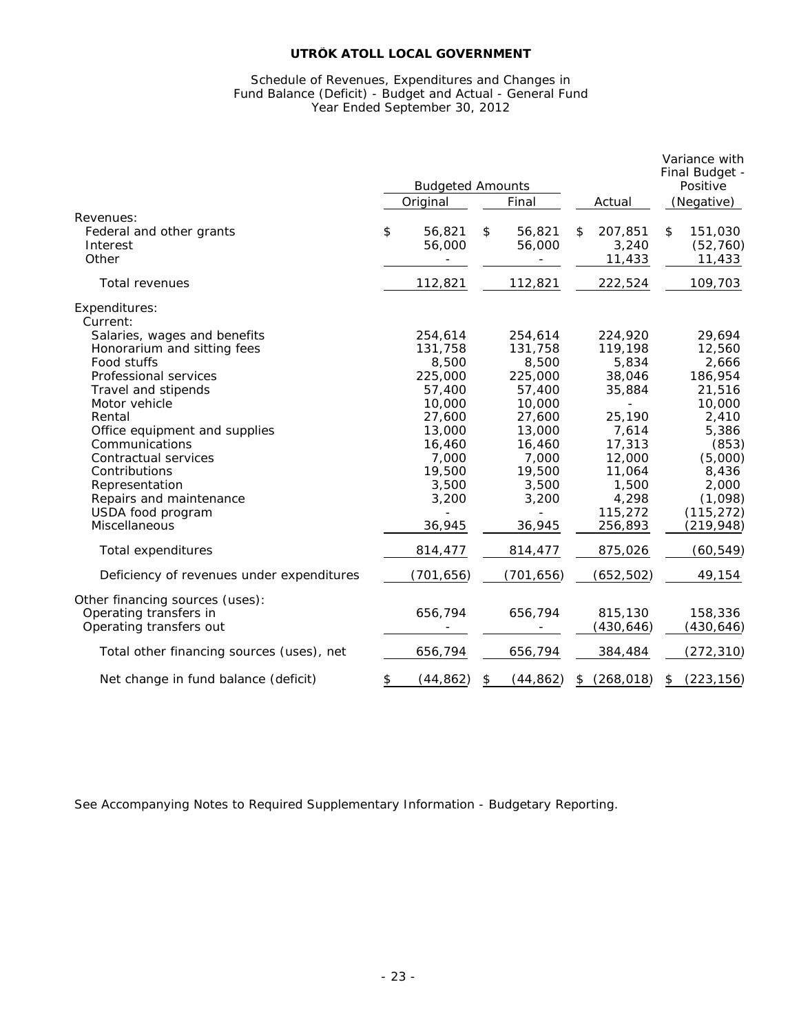# UTRÖK ATOLL LOCAL GOVERNMENT

Schedule of Revenues, Expenditures and Changes in
Fund Balance (Deficit) - Budget and Actual - General Fund
Year Ended September 30, 2012

| | Budgeted Amounts | | | Variance with Final Budget - Positive |
|---|---|---|---|---|
| | Original | Final | Actual | (Negative) |
| Revenues: | | | | |
| Federal and other grants | $ 56,821 | $ 56,821 | $ 207,851 | $ 151,030 |
| Interest | 56,000 | 56,000 | 3,240 | (52,760) |
| Other | - | - | 11,433 | 11,433 |
| Total revenues | 112,821 | 112,821 | 222,524 | 109,703 |
| Expenditures: | | | | |
| Current: | | | | |
| Salaries, wages and benefits | 254,614 | 254,614 | 224,920 | 29,694 |
| Honorarium and sitting fees | 131,758 | 131,758 | 119,198 | 12,560 |
| Food stuffs | 8,500 | 8,500 | 5,834 | 2,666 |
| Professional services | 225,000 | 225,000 | 38,046 | 186,954 |
| Travel and stipends | 57,400 | 57,400 | 35,884 | 21,516 |
| Motor vehicle | 10,000 | 10,000 | - | 10,000 |
| Rental | 27,600 | 27,600 | 25,190 | 2,410 |
| Office equipment and supplies | 13,000 | 13,000 | 7,614 | 5,386 |
| Communications | 16,460 | 16,460 | 17,313 | (853) |
| Contractual services | 7,000 | 7,000 | 12,000 | (5,000) |
| Contributions | 19,500 | 19,500 | 11,064 | 8,436 |
| Representation | 3,500 | 3,500 | 1,500 | 2,000 |
| Repairs and maintenance | 3,200 | 3,200 | 4,298 | (1,098) |
| USDA food program | - | - | 115,272 | (115,272) |
| Miscellaneous | 36,945 | 36,945 | 256,893 | (219,948) |
| Total expenditures | 814,477 | 814,477 | 875,026 | (60,549) |
| Deficiency of revenues under expenditures | (701,656) | (701,656) | (652,502) | 49,154 |
| Other financing sources (uses): | | | | |
| Operating transfers in | 656,794 | 656,794 | 815,130 | 158,336 |
| Operating transfers out | - | - | (430,646) | (430,646) |
| Total other financing sources (uses), net | 656,794 | 656,794 | 384,484 | (272,310) |
| Net change in fund balance (deficit) | $ (44,862) | $ (44,862) | $ (268,018) | $ (223,156) |

See Accompanying Notes to Required Supplementary Information - Budgetary Reporting.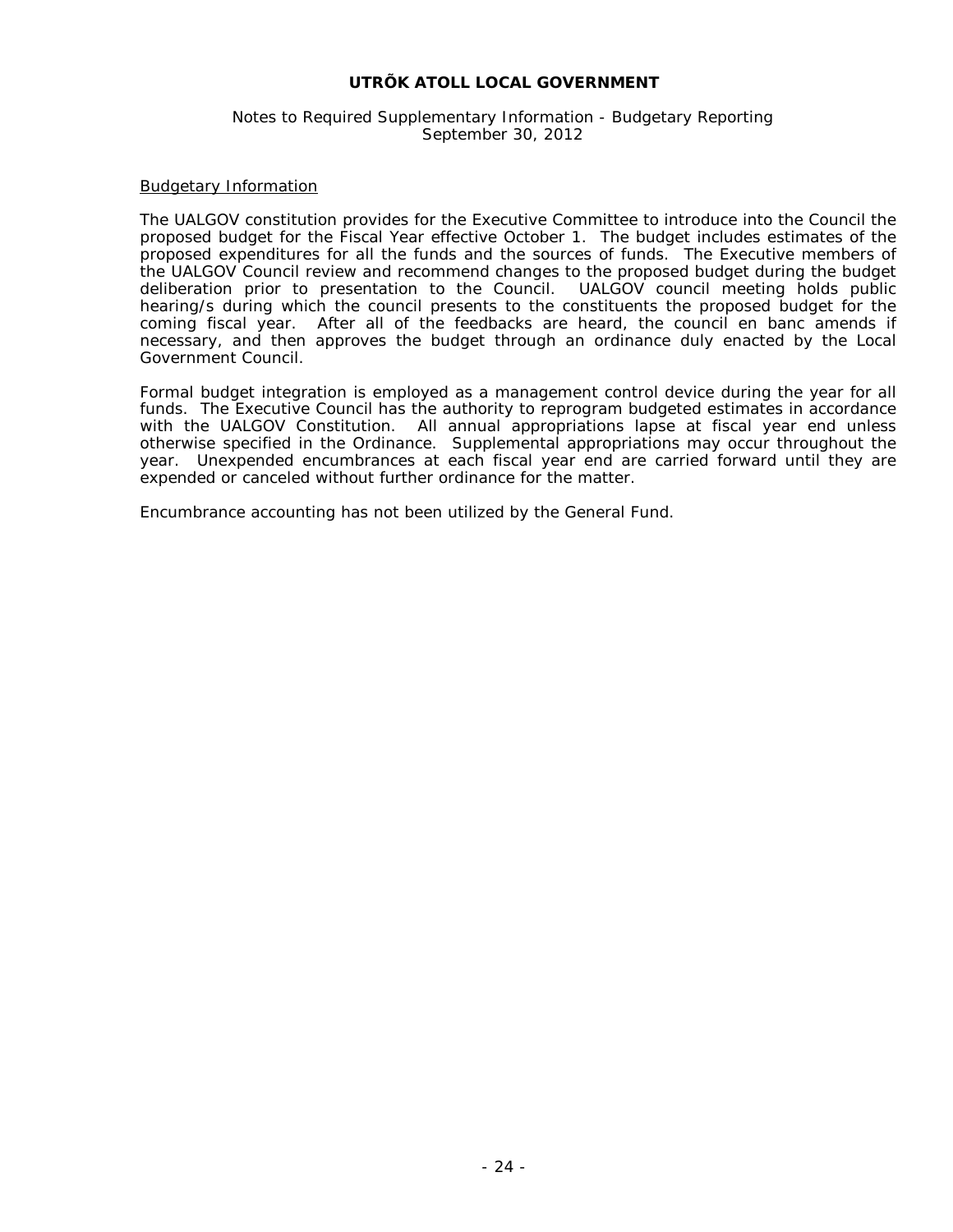**UTRÕK ATOLL LOCAL GOVERNMENT**

Notes to Required Supplementary Information - Budgetary Reporting
September 30, 2012

Budgetary Information

The UALGOV constitution provides for the Executive Committee to introduce into the Council the proposed budget for the Fiscal Year effective October 1. The budget includes estimates of the proposed expenditures for all the funds and the sources of funds. The Executive members of the UALGOV Council review and recommend changes to the proposed budget during the budget deliberation prior to presentation to the Council. UALGOV council meeting holds public hearing/s during which the council presents to the constituents the proposed budget for the coming fiscal year. After all of the feedbacks are heard, the council en banc amends if necessary, and then approves the budget through an ordinance duly enacted by the Local Government Council.

Formal budget integration is employed as a management control device during the year for all funds. The Executive Council has the authority to reprogram budgeted estimates in accordance with the UALGOV Constitution. All annual appropriations lapse at fiscal year end unless otherwise specified in the Ordinance. Supplemental appropriations may occur throughout the year. Unexpended encumbrances at each fiscal year end are carried forward until they are expended or canceled without further ordinance for the matter.

Encumbrance accounting has not been utilized by the General Fund.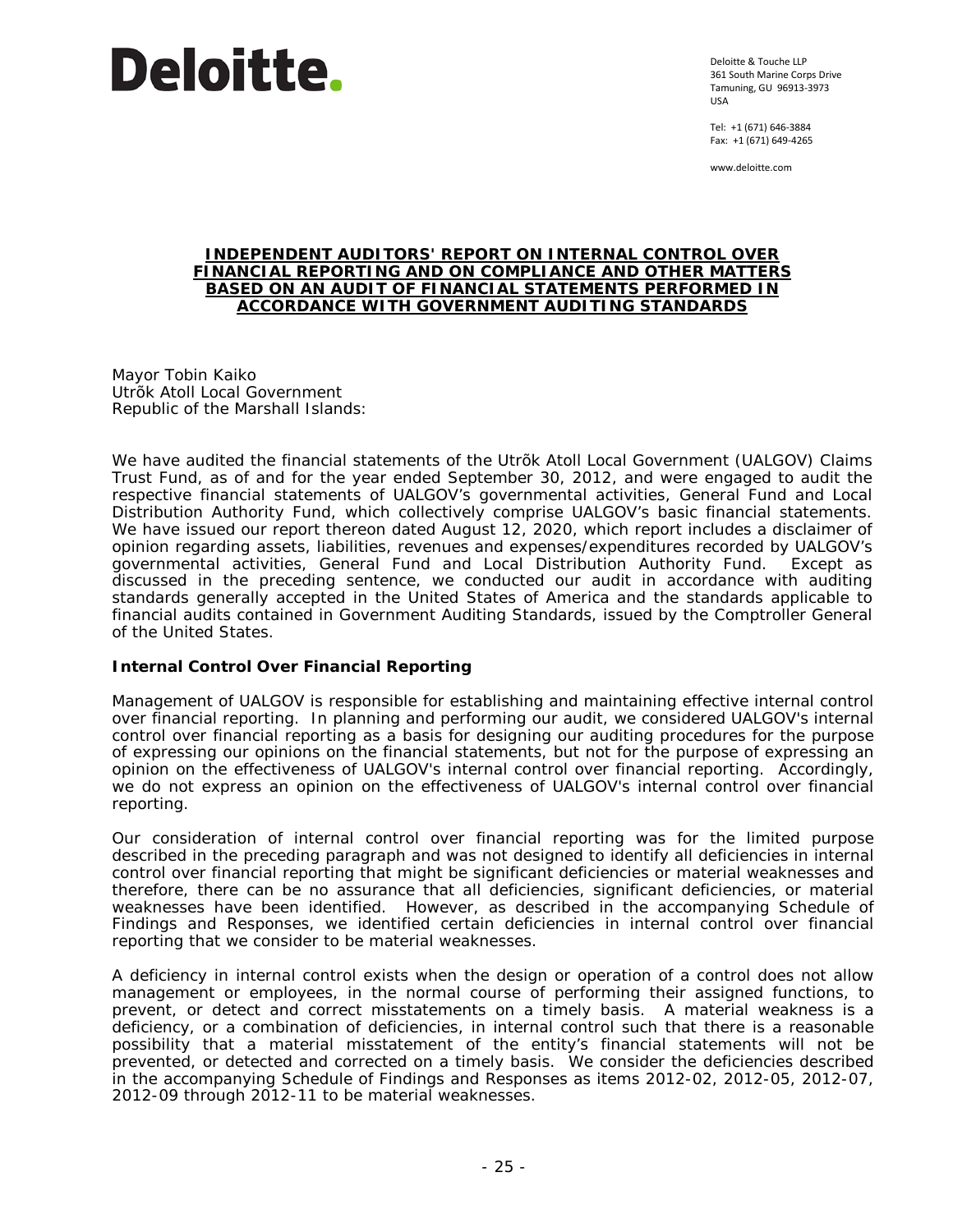Deloitte.

Deloitte & Touche LLP
361 South Marine Corps Drive
Tamuning, GU 96913-3973
USA

Tel: +1 (671) 646-3884
Fax: +1 (671) 649-4265

www.deloitte.com

**INDEPENDENT AUDITORS' REPORT ON INTERNAL CONTROL OVER FINANCIAL REPORTING AND ON COMPLIANCE AND OTHER MATTERS BASED ON AN AUDIT OF FINANCIAL STATEMENTS PERFORMED IN ACCORDANCE WITH GOVERNMENT AUDITING STANDARDS**

Mayor Tobin Kaiko
Utrõk Atoll Local Government
Republic of the Marshall Islands:

We have audited the financial statements of the Utrõk Atoll Local Government (UALGOV) Claims Trust Fund, as of and for the year ended September 30, 2012, and were engaged to audit the respective financial statements of UALGOV's governmental activities, General Fund and Local Distribution Authority Fund, which collectively comprise UALGOV's basic financial statements. We have issued our report thereon dated August 12, 2020, which report includes a disclaimer of opinion regarding assets, liabilities, revenues and expenses/expenditures recorded by UALGOV's governmental activities, General Fund and Local Distribution Authority Fund. Except as discussed in the preceding sentence, we conducted our audit in accordance with auditing standards generally accepted in the United States of America and the standards applicable to financial audits contained in Government Auditing Standards, issued by the Comptroller General of the United States.

**Internal Control Over Financial Reporting**

Management of UALGOV is responsible for establishing and maintaining effective internal control over financial reporting. In planning and performing our audit, we considered UALGOV's internal control over financial reporting as a basis for designing our auditing procedures for the purpose of expressing our opinions on the financial statements, but not for the purpose of expressing an opinion on the effectiveness of UALGOV's internal control over financial reporting. Accordingly, we do not express an opinion on the effectiveness of UALGOV's internal control over financial reporting.

Our consideration of internal control over financial reporting was for the limited purpose described in the preceding paragraph and was not designed to identify all deficiencies in internal control over financial reporting that might be significant deficiencies or material weaknesses and therefore, there can be no assurance that all deficiencies, significant deficiencies, or material weaknesses have been identified. However, as described in the accompanying Schedule of Findings and Responses, we identified certain deficiencies in internal control over financial reporting that we consider to be material weaknesses.

A deficiency in internal control exists when the design or operation of a control does not allow management or employees, in the normal course of performing their assigned functions, to prevent, or detect and correct misstatements on a timely basis. A material weakness is a deficiency, or a combination of deficiencies, in internal control such that there is a reasonable possibility that a material misstatement of the entity's financial statements will not be prevented, or detected and corrected on a timely basis. We consider the deficiencies described in the accompanying Schedule of Findings and Responses as items 2012-02, 2012-05, 2012-07, 2012-09 through 2012-11 to be material weaknesses.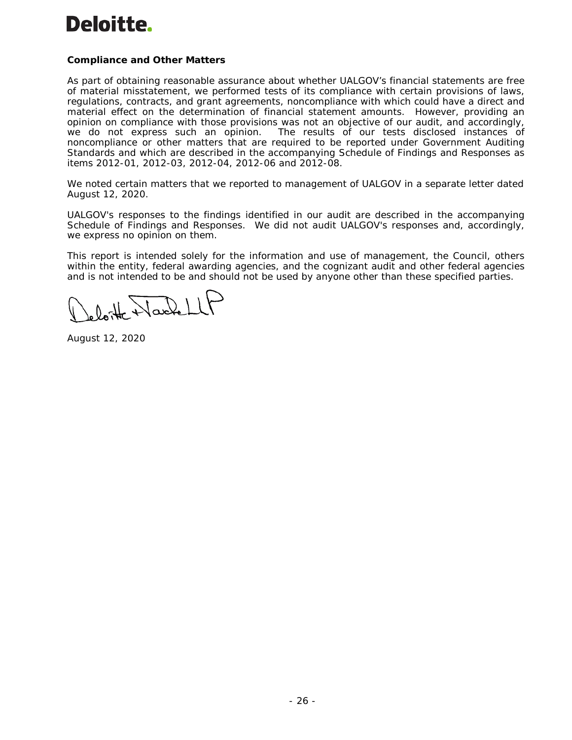**Compliance and Other Matters**

As part of obtaining reasonable assurance about whether UALGOV's financial statements are free of material misstatement, we performed tests of its compliance with certain provisions of laws, regulations, contracts, and grant agreements, noncompliance with which could have a direct and material effect on the determination of financial statement amounts. However, providing an opinion on compliance with those provisions was not an objective of our audit, and accordingly, we do not express such an opinion. The results of our tests disclosed instances of noncompliance or other matters that are required to be reported under Government Auditing Standards and which are described in the accompanying Schedule of Findings and Responses as items 2012-01, 2012-03, 2012-04, 2012-06 and 2012-08.

We noted certain matters that we reported to management of UALGOV in a separate letter dated August 12, 2020.

UALGOV's responses to the findings identified in our audit are described in the accompanying Schedule of Findings and Responses. We did not audit UALGOV's responses and, accordingly, we express no opinion on them.

This report is intended solely for the information and use of management, the Council, others within the entity, federal awarding agencies, and the cognizant audit and other federal agencies and is not intended to be and should not be used by anyone other than these specified parties.

Deloitte & Touche LLP

August 12, 2020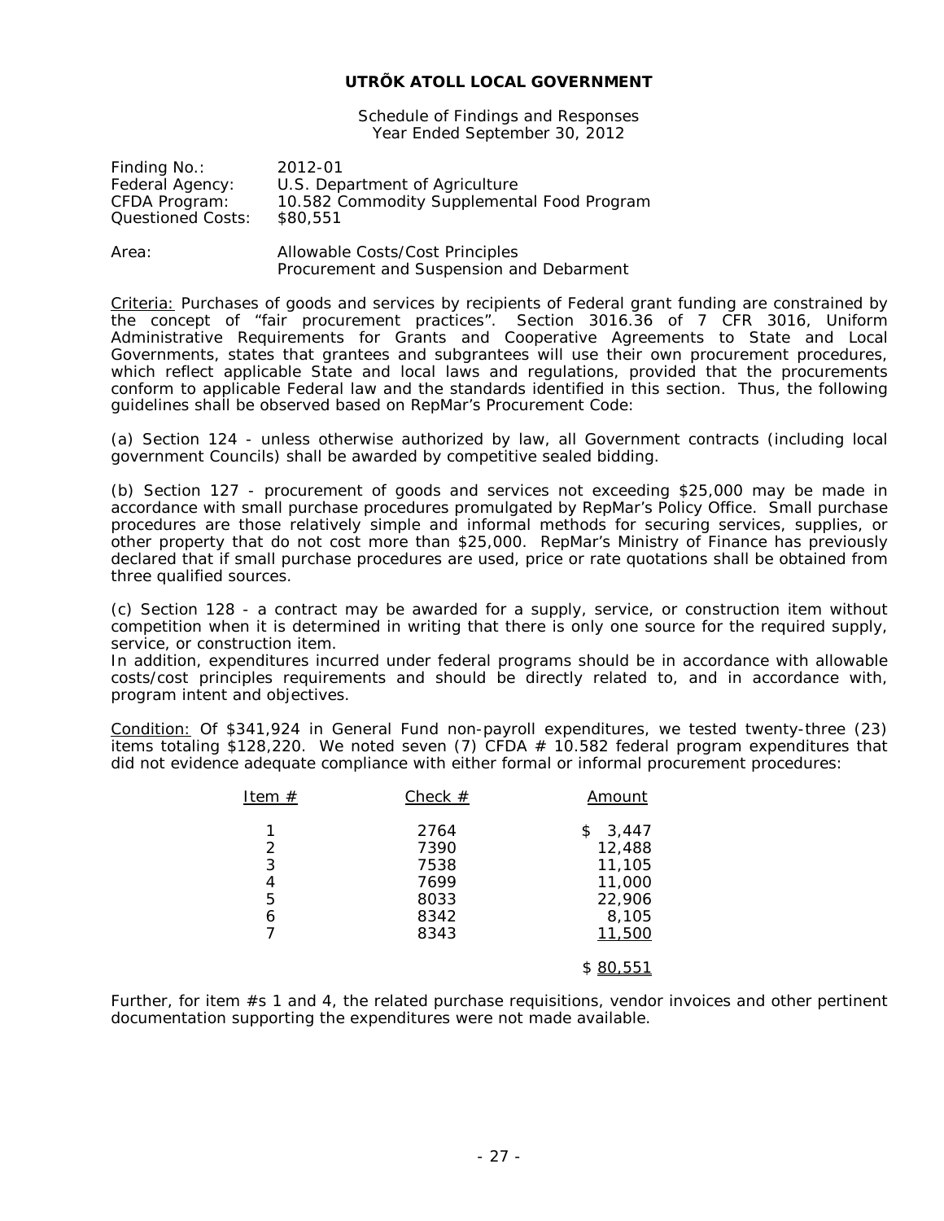**UTRÕK ATOLL LOCAL GOVERNMENT**

Schedule of Findings and Responses
Year Ended September 30, 2012

| | |
|---|---|
| Finding No.: | 2012-01 |
| Federal Agency: | U.S. Department of Agriculture |
| CFDA Program: | 10.582 Commodity Supplemental Food Program |
| Questioned Costs: | $80,551 |
| Area: | Allowable Costs/Cost Principles<br>Procurement and Suspension and Debarment |

Criteria: Purchases of goods and services by recipients of Federal grant funding are constrained by the concept of "fair procurement practices". Section 3016.36 of 7 CFR 3016, Uniform Administrative Requirements for Grants and Cooperative Agreements to State and Local Governments, states that grantees and subgrantees will use their own procurement procedures, which reflect applicable State and local laws and regulations, provided that the procurements conform to applicable Federal law and the standards identified in this section. Thus, the following guidelines shall be observed based on RepMar's Procurement Code:

(a) Section 124 - unless otherwise authorized by law, all Government contracts (including local government Councils) shall be awarded by competitive sealed bidding.

(b) Section 127 - procurement of goods and services not exceeding $25,000 may be made in accordance with small purchase procedures promulgated by RepMar's Policy Office. Small purchase procedures are those relatively simple and informal methods for securing services, supplies, or other property that do not cost more than $25,000. RepMar's Ministry of Finance has previously declared that if small purchase procedures are used, price or rate quotations shall be obtained from three qualified sources.

(c) Section 128 - a contract may be awarded for a supply, service, or construction item without competition when it is determined in writing that there is only one source for the required supply, service, or construction item.
In addition, expenditures incurred under federal programs should be in accordance with allowable costs/cost principles requirements and should be directly related to, and in accordance with, program intent and objectives.

Condition: Of $341,924 in General Fund non-payroll expenditures, we tested twenty-three (23) items totaling $128,220. We noted seven (7) CFDA # 10.582 federal program expenditures that did not evidence adequate compliance with either formal or informal procurement procedures:

| Item # | Check # | Amount |
|---|---|---|
| 1 | 2764 | $ 3,447 |
| 2 | 7390 | 12,488 |
| 3 | 7538 | 11,105 |
| 4 | 7699 | 11,000 |
| 5 | 8033 | 22,906 |
| 6 | 8342 | 8,105 |
| 7 | 8343 | 11,500 |
| | | $ 80,551 |

Further, for item #s 1 and 4, the related purchase requisitions, vendor invoices and other pertinent documentation supporting the expenditures were not made available.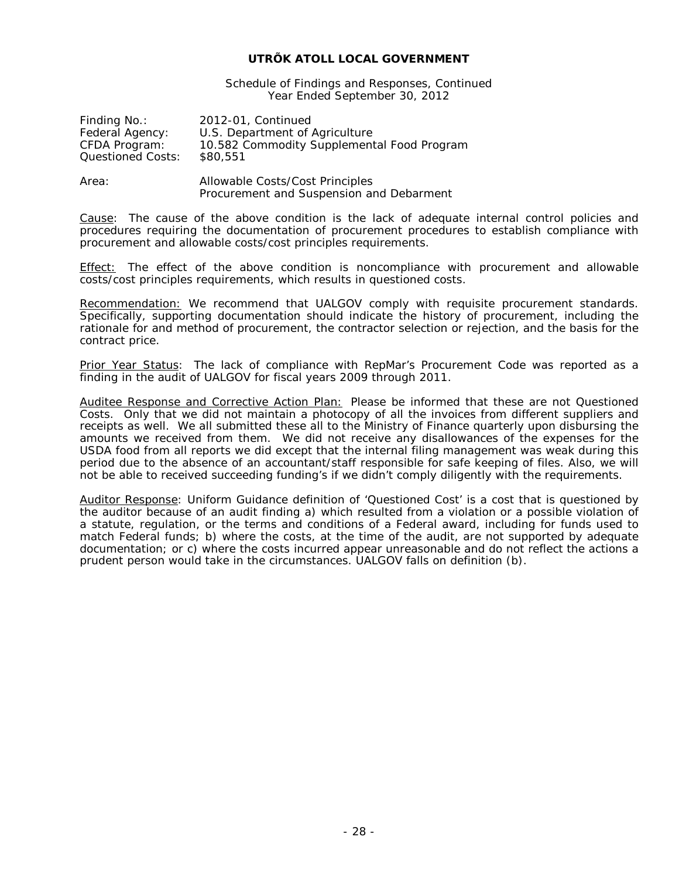**UTRÕK ATOLL LOCAL GOVERNMENT**

Schedule of Findings and Responses, Continued
Year Ended September 30, 2012

| | |
|---|---|
| Finding No.: | 2012-01, Continued |
| Federal Agency: | U.S. Department of Agriculture |
| CFDA Program: | 10.582 Commodity Supplemental Food Program |
| Questioned Costs: | $80,551 |
| | |
| Area: | Allowable Costs/Cost Principles<br>Procurement and Suspension and Debarment |

Cause: The cause of the above condition is the lack of adequate internal control policies and procedures requiring the documentation of procurement procedures to establish compliance with procurement and allowable costs/cost principles requirements.

Effect: The effect of the above condition is noncompliance with procurement and allowable costs/cost principles requirements, which results in questioned costs.

Recommendation: We recommend that UALGOV comply with requisite procurement standards. Specifically, supporting documentation should indicate the history of procurement, including the rationale for and method of procurement, the contractor selection or rejection, and the basis for the contract price.

Prior Year Status: The lack of compliance with RepMar's Procurement Code was reported as a finding in the audit of UALGOV for fiscal years 2009 through 2011.

Auditee Response and Corrective Action Plan: Please be informed that these are not Questioned Costs. Only that we did not maintain a photocopy of all the invoices from different suppliers and receipts as well. We all submitted these all to the Ministry of Finance quarterly upon disbursing the amounts we received from them. We did not receive any disallowances of the expenses for the USDA food from all reports we did except that the internal filing management was weak during this period due to the absence of an accountant/staff responsible for safe keeping of files. Also, we will not be able to received succeeding funding's if we didn't comply diligently with the requirements.

Auditor Response: Uniform Guidance definition of 'Questioned Cost' is a cost that is questioned by the auditor because of an audit finding a) which resulted from a violation or a possible violation of a statute, regulation, or the terms and conditions of a Federal award, including for funds used to match Federal funds; b) where the costs, at the time of the audit, are not supported by adequate documentation; or c) where the costs incurred appear unreasonable and do not reflect the actions a prudent person would take in the circumstances. UALGOV falls on definition (b).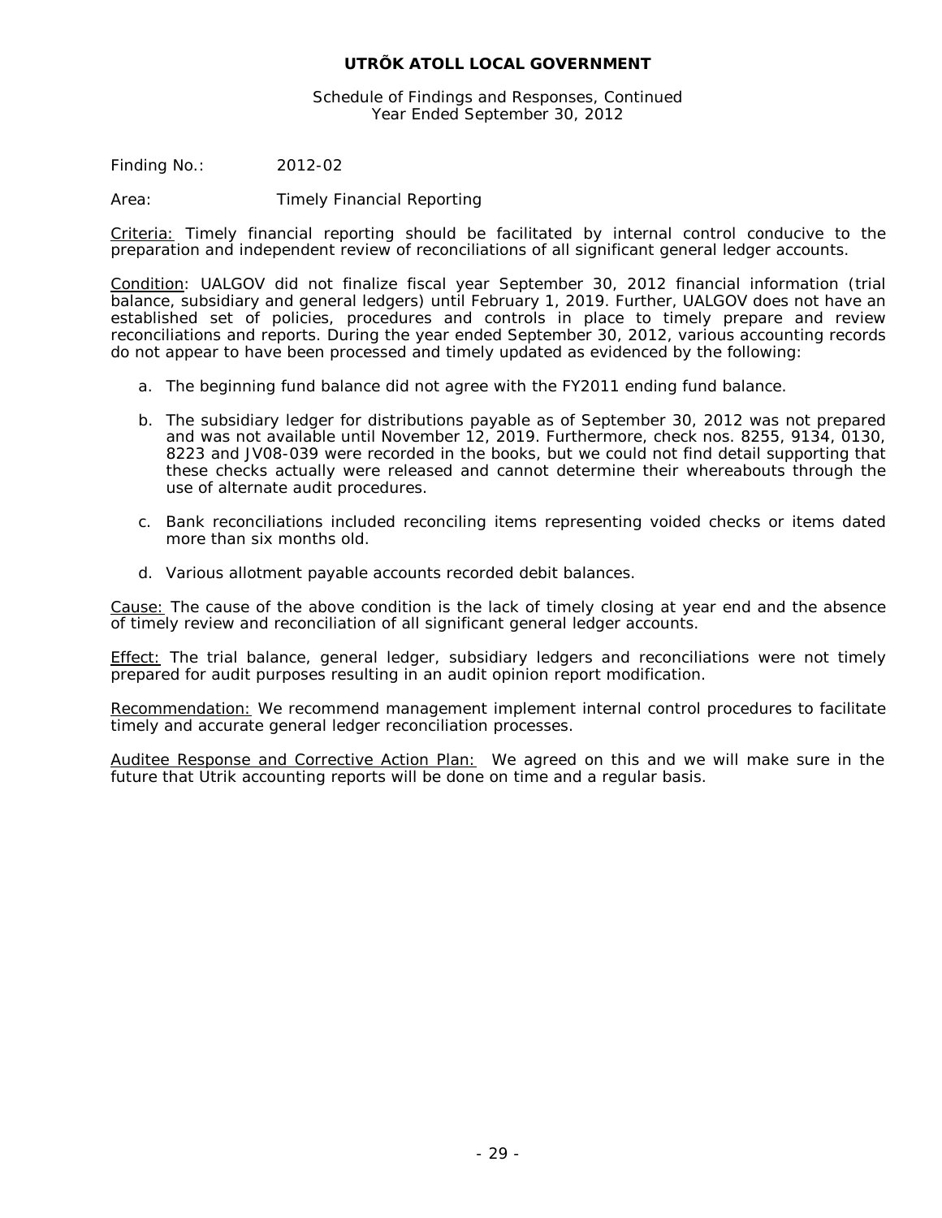# UTRÕK ATOLL LOCAL GOVERNMENT

Schedule of Findings and Responses, Continued
Year Ended September 30, 2012

Finding No.: 2012-02

Area: Timely Financial Reporting

Criteria: Timely financial reporting should be facilitated by internal control conducive to the preparation and independent review of reconciliations of all significant general ledger accounts.

Condition: UALGOV did not finalize fiscal year September 30, 2012 financial information (trial balance, subsidiary and general ledgers) until February 1, 2019. Further, UALGOV does not have an established set of policies, procedures and controls in place to timely prepare and review reconciliations and reports. During the year ended September 30, 2012, various accounting records do not appear to have been processed and timely updated as evidenced by the following:

a. The beginning fund balance did not agree with the FY2011 ending fund balance.

b. The subsidiary ledger for distributions payable as of September 30, 2012 was not prepared and was not available until November 12, 2019. Furthermore, check nos. 8255, 9134, 0130, 8223 and JV08-039 were recorded in the books, but we could not find detail supporting that these checks actually were released and cannot determine their whereabouts through the use of alternate audit procedures.

c. Bank reconciliations included reconciling items representing voided checks or items dated more than six months old.

d. Various allotment payable accounts recorded debit balances.

Cause: The cause of the above condition is the lack of timely closing at year end and the absence of timely review and reconciliation of all significant general ledger accounts.

Effect: The trial balance, general ledger, subsidiary ledgers and reconciliations were not timely prepared for audit purposes resulting in an audit opinion report modification.

Recommendation: We recommend management implement internal control procedures to facilitate timely and accurate general ledger reconciliation processes.

Auditee Response and Corrective Action Plan: We agreed on this and we will make sure in the future that Utrik accounting reports will be done on time and a regular basis.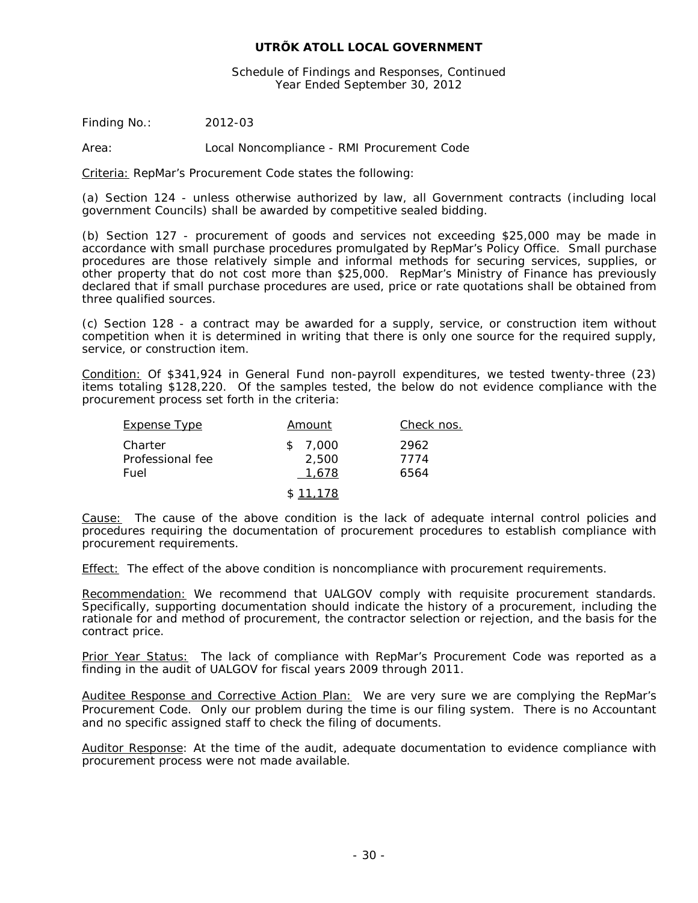**UTRÕK ATOLL LOCAL GOVERNMENT**

Schedule of Findings and Responses, Continued
Year Ended September 30, 2012

Finding No.: 2012-03

Area: Local Noncompliance - RMI Procurement Code

Criteria: RepMar's Procurement Code states the following:

(a) Section 124 - unless otherwise authorized by law, all Government contracts (including local government Councils) shall be awarded by competitive sealed bidding.

(b) Section 127 - procurement of goods and services not exceeding $25,000 may be made in accordance with small purchase procedures promulgated by RepMar's Policy Office. Small purchase procedures are those relatively simple and informal methods for securing services, supplies, or other property that do not cost more than $25,000. RepMar's Ministry of Finance has previously declared that if small purchase procedures are used, price or rate quotations shall be obtained from three qualified sources.

(c) Section 128 - a contract may be awarded for a supply, service, or construction item without competition when it is determined in writing that there is only one source for the required supply, service, or construction item.

Condition: Of $341,924 in General Fund non-payroll expenditures, we tested twenty-three (23) items totaling $128,220. Of the samples tested, the below do not evidence compliance with the procurement process set forth in the criteria:

| Expense Type | Amount | Check nos. |
|---|---|---|
| Charter | $ 7,000 | 2962 |
| Professional fee | 2,500 | 7774 |
| Fuel | 1,678 | 6564 |
| | $ 11,178 | |

Cause: The cause of the above condition is the lack of adequate internal control policies and procedures requiring the documentation of procurement procedures to establish compliance with procurement requirements.

Effect: The effect of the above condition is noncompliance with procurement requirements.

Recommendation: We recommend that UALGOV comply with requisite procurement standards. Specifically, supporting documentation should indicate the history of a procurement, including the rationale for and method of procurement, the contractor selection or rejection, and the basis for the contract price.

Prior Year Status: The lack of compliance with RepMar's Procurement Code was reported as a finding in the audit of UALGOV for fiscal years 2009 through 2011.

Auditee Response and Corrective Action Plan: We are very sure we are complying the RepMar's Procurement Code. Only our problem during the time is our filing system. There is no Accountant and no specific assigned staff to check the filing of documents.

Auditor Response: At the time of the audit, adequate documentation to evidence compliance with procurement process were not made available.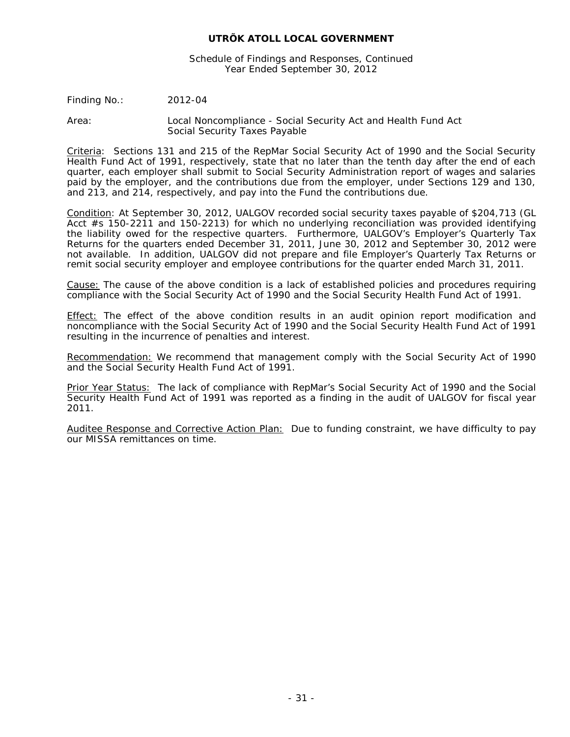**UTRÕK ATOLL LOCAL GOVERNMENT**

Schedule of Findings and Responses, Continued
Year Ended September 30, 2012

Finding No.: 2012-04

Area: Local Noncompliance - Social Security Act and Health Fund Act
Social Security Taxes Payable

Criteria: Sections 131 and 215 of the RepMar Social Security Act of 1990 and the Social Security Health Fund Act of 1991, respectively, state that no later than the tenth day after the end of each quarter, each employer shall submit to Social Security Administration report of wages and salaries paid by the employer, and the contributions due from the employer, under Sections 129 and 130, and 213, and 214, respectively, and pay into the Fund the contributions due.

Condition: At September 30, 2012, UALGOV recorded social security taxes payable of $204,713 (GL Acct #s 150-2211 and 150-2213) for which no underlying reconciliation was provided identifying the liability owed for the respective quarters. Furthermore, UALGOV's Employer's Quarterly Tax Returns for the quarters ended December 31, 2011, June 30, 2012 and September 30, 2012 were not available. In addition, UALGOV did not prepare and file Employer's Quarterly Tax Returns or remit social security employer and employee contributions for the quarter ended March 31, 2011.

Cause: The cause of the above condition is a lack of established policies and procedures requiring compliance with the Social Security Act of 1990 and the Social Security Health Fund Act of 1991.

Effect: The effect of the above condition results in an audit opinion report modification and noncompliance with the Social Security Act of 1990 and the Social Security Health Fund Act of 1991 resulting in the incurrence of penalties and interest.

Recommendation: We recommend that management comply with the Social Security Act of 1990 and the Social Security Health Fund Act of 1991.

Prior Year Status: The lack of compliance with RepMar's Social Security Act of 1990 and the Social Security Health Fund Act of 1991 was reported as a finding in the audit of UALGOV for fiscal year 2011.

Auditee Response and Corrective Action Plan: Due to funding constraint, we have difficulty to pay our MISSA remittances on time.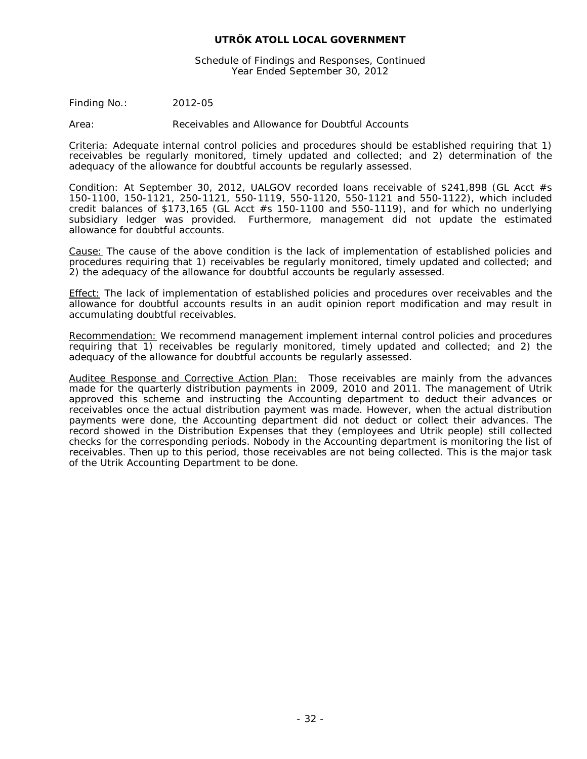# UTRÕK ATOLL LOCAL GOVERNMENT

Schedule of Findings and Responses, Continued
Year Ended September 30, 2012

Finding No.: 2012-05

Area: Receivables and Allowance for Doubtful Accounts

Criteria: Adequate internal control policies and procedures should be established requiring that 1) receivables be regularly monitored, timely updated and collected; and 2) determination of the adequacy of the allowance for doubtful accounts be regularly assessed.

Condition: At September 30, 2012, UALGOV recorded loans receivable of $241,898 (GL Acct #s 150-1100, 150-1121, 250-1121, 550-1119, 550-1120, 550-1121 and 550-1122), which included credit balances of $173,165 (GL Acct #s 150-1100 and 550-1119), and for which no underlying subsidiary ledger was provided. Furthermore, management did not update the estimated allowance for doubtful accounts.

Cause: The cause of the above condition is the lack of implementation of established policies and procedures requiring that 1) receivables be regularly monitored, timely updated and collected; and 2) the adequacy of the allowance for doubtful accounts be regularly assessed.

Effect: The lack of implementation of established policies and procedures over receivables and the allowance for doubtful accounts results in an audit opinion report modification and may result in accumulating doubtful receivables.

Recommendation: We recommend management implement internal control policies and procedures requiring that 1) receivables be regularly monitored, timely updated and collected; and 2) the adequacy of the allowance for doubtful accounts be regularly assessed.

Auditee Response and Corrective Action Plan: Those receivables are mainly from the advances made for the quarterly distribution payments in 2009, 2010 and 2011. The management of Utrik approved this scheme and instructing the Accounting department to deduct their advances or receivables once the actual distribution payment was made. However, when the actual distribution payments were done, the Accounting department did not deduct or collect their advances. The record showed in the Distribution Expenses that they (employees and Utrik people) still collected checks for the corresponding periods. Nobody in the Accounting department is monitoring the list of receivables. Then up to this period, those receivables are not being collected. This is the major task of the Utrik Accounting Department to be done.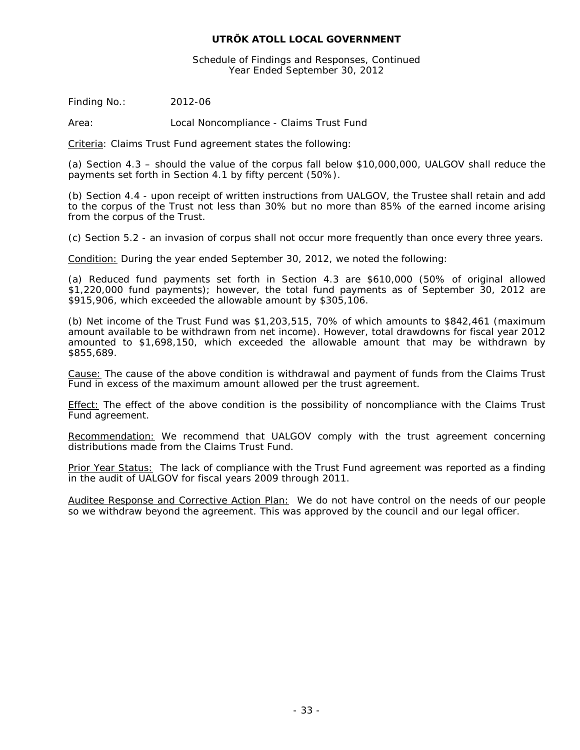**UTRÕK ATOLL LOCAL GOVERNMENT**

Schedule of Findings and Responses, Continued
Year Ended September 30, 2012

Finding No.: 2012-06

Area: Local Noncompliance - Claims Trust Fund

Criteria: Claims Trust Fund agreement states the following:

(a) Section 4.3 – should the value of the corpus fall below $10,000,000, UALGOV shall reduce the payments set forth in Section 4.1 by fifty percent (50%).

(b) Section 4.4 - upon receipt of written instructions from UALGOV, the Trustee shall retain and add to the corpus of the Trust not less than 30% but no more than 85% of the earned income arising from the corpus of the Trust.

(c) Section 5.2 - an invasion of corpus shall not occur more frequently than once every three years.

Condition: During the year ended September 30, 2012, we noted the following:

(a) Reduced fund payments set forth in Section 4.3 are $610,000 (50% of original allowed $1,220,000 fund payments); however, the total fund payments as of September 30, 2012 are $915,906, which exceeded the allowable amount by $305,106.

(b) Net income of the Trust Fund was $1,203,515, 70% of which amounts to $842,461 (maximum amount available to be withdrawn from net income). However, total drawdowns for fiscal year 2012 amounted to $1,698,150, which exceeded the allowable amount that may be withdrawn by $855,689.

Cause: The cause of the above condition is withdrawal and payment of funds from the Claims Trust Fund in excess of the maximum amount allowed per the trust agreement.

Effect: The effect of the above condition is the possibility of noncompliance with the Claims Trust Fund agreement.

Recommendation: We recommend that UALGOV comply with the trust agreement concerning distributions made from the Claims Trust Fund.

Prior Year Status: The lack of compliance with the Trust Fund agreement was reported as a finding in the audit of UALGOV for fiscal years 2009 through 2011.

Auditee Response and Corrective Action Plan: We do not have control on the needs of our people so we withdraw beyond the agreement. This was approved by the council and our legal officer.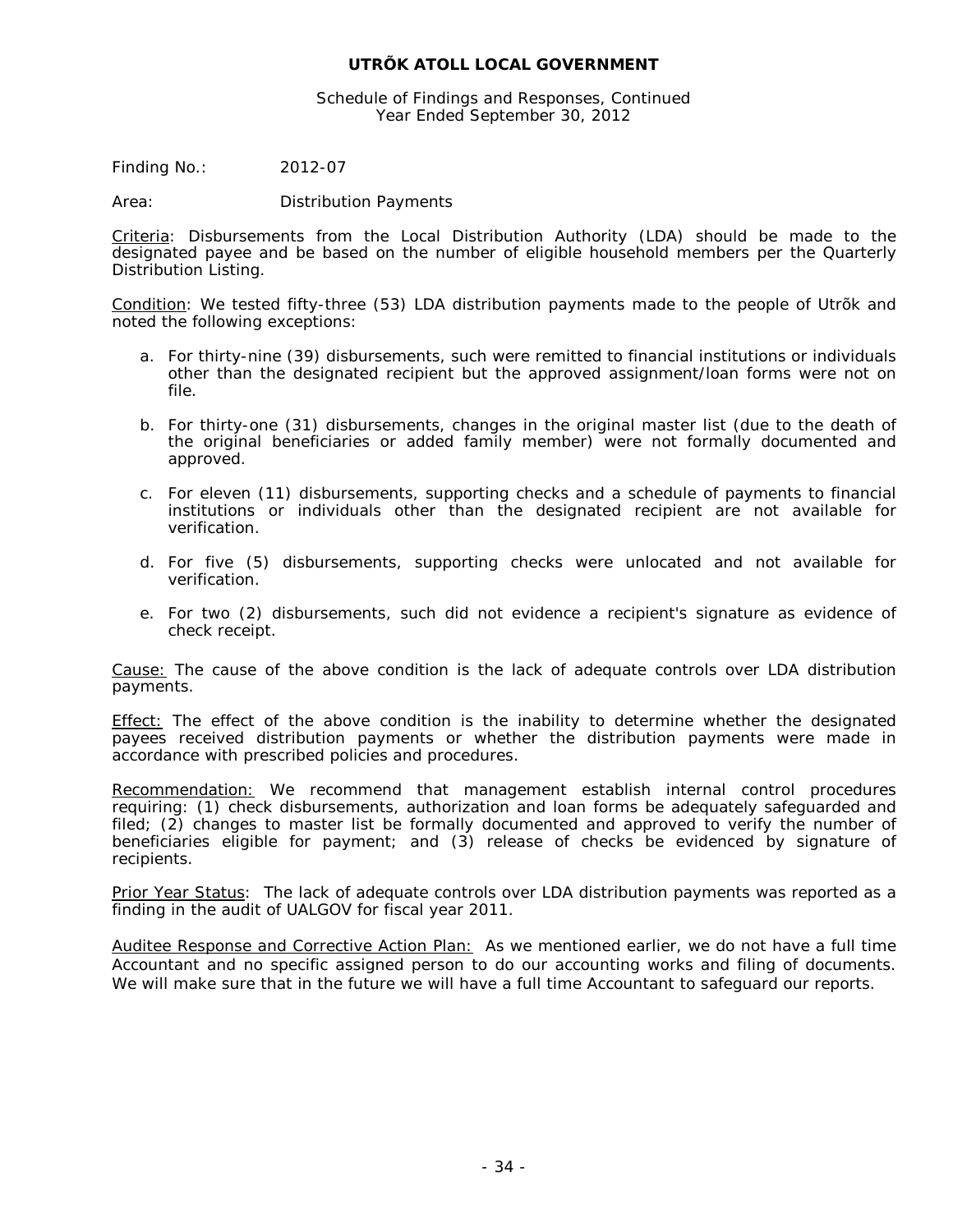**UTRÕK ATOLL LOCAL GOVERNMENT**

Schedule of Findings and Responses, Continued
Year Ended September 30, 2012

Finding No.: 2012-07

Area: Distribution Payments

Criteria: Disbursements from the Local Distribution Authority (LDA) should be made to the designated payee and be based on the number of eligible household members per the Quarterly Distribution Listing.

Condition: We tested fifty-three (53) LDA distribution payments made to the people of Utrõk and noted the following exceptions:

a. For thirty-nine (39) disbursements, such were remitted to financial institutions or individuals other than the designated recipient but the approved assignment/loan forms were not on file.

b. For thirty-one (31) disbursements, changes in the original master list (due to the death of the original beneficiaries or added family member) were not formally documented and approved.

c. For eleven (11) disbursements, supporting checks and a schedule of payments to financial institutions or individuals other than the designated recipient are not available for verification.

d. For five (5) disbursements, supporting checks were unlocated and not available for verification.

e. For two (2) disbursements, such did not evidence a recipient's signature as evidence of check receipt.

Cause: The cause of the above condition is the lack of adequate controls over LDA distribution payments.

Effect: The effect of the above condition is the inability to determine whether the designated payees received distribution payments or whether the distribution payments were made in accordance with prescribed policies and procedures.

Recommendation: We recommend that management establish internal control procedures requiring: (1) check disbursements, authorization and loan forms be adequately safeguarded and filed; (2) changes to master list be formally documented and approved to verify the number of beneficiaries eligible for payment; and (3) release of checks be evidenced by signature of recipients.

Prior Year Status: The lack of adequate controls over LDA distribution payments was reported as a finding in the audit of UALGOV for fiscal year 2011.

Auditee Response and Corrective Action Plan: As we mentioned earlier, we do not have a full time Accountant and no specific assigned person to do our accounting works and filing of documents. We will make sure that in the future we will have a full time Accountant to safeguard our reports.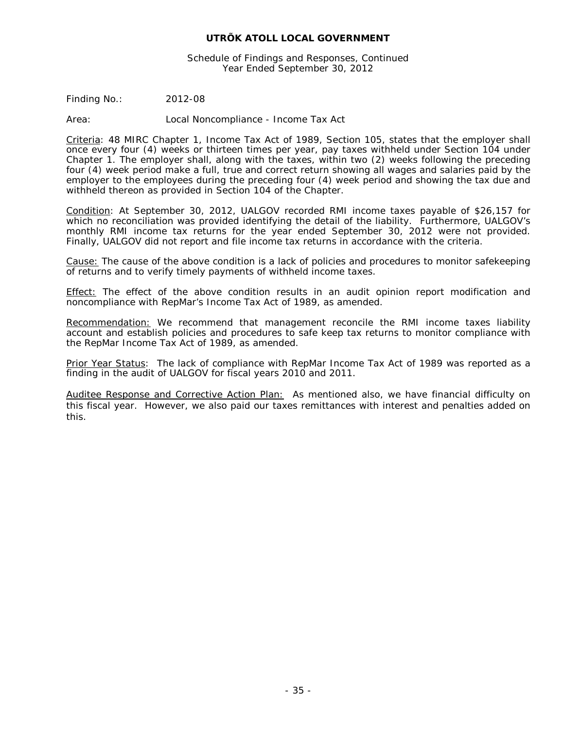**UTRÕK ATOLL LOCAL GOVERNMENT**

Schedule of Findings and Responses, Continued
Year Ended September 30, 2012

Finding No.: 2012-08

Area: Local Noncompliance - Income Tax Act

Criteria: 48 MIRC Chapter 1, Income Tax Act of 1989, Section 105, states that the employer shall once every four (4) weeks or thirteen times per year, pay taxes withheld under Section 104 under Chapter 1. The employer shall, along with the taxes, within two (2) weeks following the preceding four (4) week period make a full, true and correct return showing all wages and salaries paid by the employer to the employees during the preceding four (4) week period and showing the tax due and withheld thereon as provided in Section 104 of the Chapter.

Condition: At September 30, 2012, UALGOV recorded RMI income taxes payable of $26,157 for which no reconciliation was provided identifying the detail of the liability. Furthermore, UALGOV's monthly RMI income tax returns for the year ended September 30, 2012 were not provided. Finally, UALGOV did not report and file income tax returns in accordance with the criteria.

Cause: The cause of the above condition is a lack of policies and procedures to monitor safekeeping of returns and to verify timely payments of withheld income taxes.

Effect: The effect of the above condition results in an audit opinion report modification and noncompliance with RepMar's Income Tax Act of 1989, as amended.

Recommendation: We recommend that management reconcile the RMI income taxes liability account and establish policies and procedures to safe keep tax returns to monitor compliance with the RepMar Income Tax Act of 1989, as amended.

Prior Year Status: The lack of compliance with RepMar Income Tax Act of 1989 was reported as a finding in the audit of UALGOV for fiscal years 2010 and 2011.

Auditee Response and Corrective Action Plan: As mentioned also, we have financial difficulty on this fiscal year. However, we also paid our taxes remittances with interest and penalties added on this.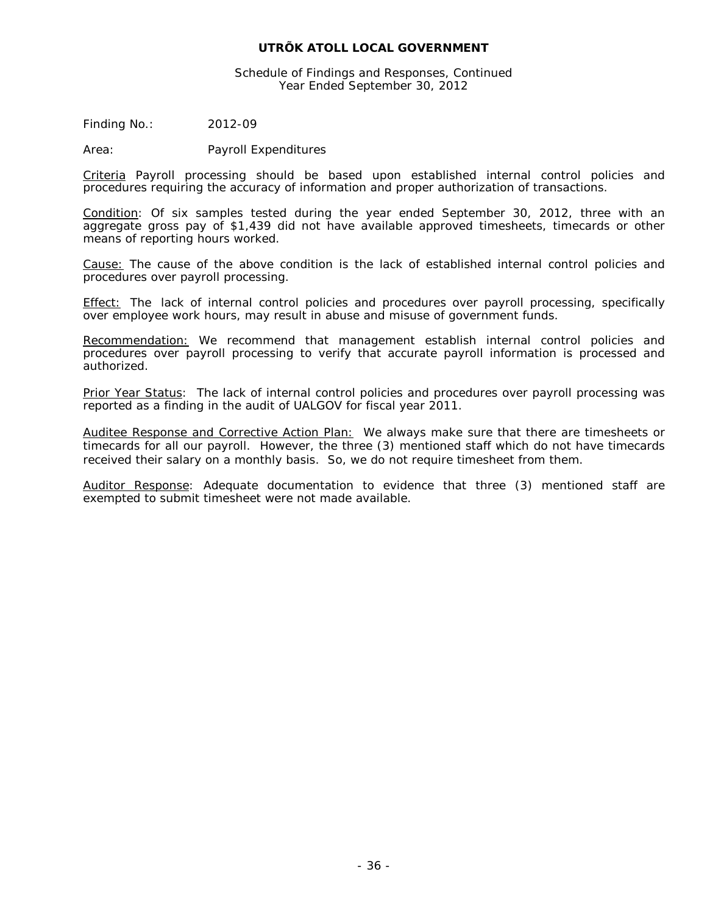# UTRÕK ATOLL LOCAL GOVERNMENT

Schedule of Findings and Responses, Continued
Year Ended September 30, 2012

Finding No.: 2012-09

Area: Payroll Expenditures

Criteria Payroll processing should be based upon established internal control policies and procedures requiring the accuracy of information and proper authorization of transactions.

Condition: Of six samples tested during the year ended September 30, 2012, three with an aggregate gross pay of $1,439 did not have available approved timesheets, timecards or other means of reporting hours worked.

Cause: The cause of the above condition is the lack of established internal control policies and procedures over payroll processing.

Effect: The lack of internal control policies and procedures over payroll processing, specifically over employee work hours, may result in abuse and misuse of government funds.

Recommendation: We recommend that management establish internal control policies and procedures over payroll processing to verify that accurate payroll information is processed and authorized.

Prior Year Status: The lack of internal control policies and procedures over payroll processing was reported as a finding in the audit of UALGOV for fiscal year 2011.

Auditee Response and Corrective Action Plan: We always make sure that there are timesheets or timecards for all our payroll. However, the three (3) mentioned staff which do not have timecards received their salary on a monthly basis. So, we do not require timesheet from them.

Auditor Response: Adequate documentation to evidence that three (3) mentioned staff are exempted to submit timesheet were not made available.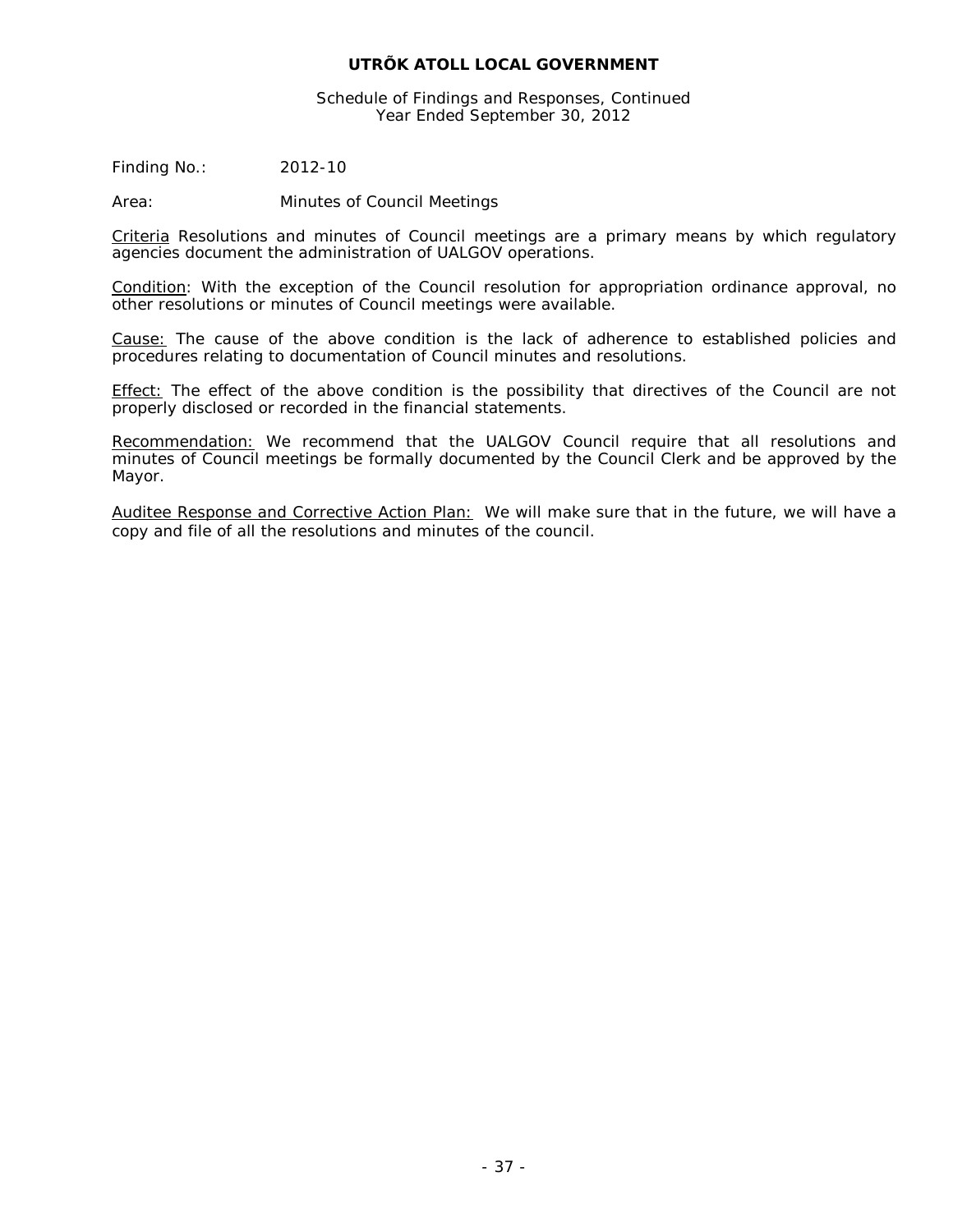# UTRÕK ATOLL LOCAL GOVERNMENT

Schedule of Findings and Responses, Continued
Year Ended September 30, 2012

Finding No.: 2012-10

Area: Minutes of Council Meetings

Criteria Resolutions and minutes of Council meetings are a primary means by which regulatory agencies document the administration of UALGOV operations.

Condition: With the exception of the Council resolution for appropriation ordinance approval, no other resolutions or minutes of Council meetings were available.

Cause: The cause of the above condition is the lack of adherence to established policies and procedures relating to documentation of Council minutes and resolutions.

Effect: The effect of the above condition is the possibility that directives of the Council are not properly disclosed or recorded in the financial statements.

Recommendation: We recommend that the UALGOV Council require that all resolutions and minutes of Council meetings be formally documented by the Council Clerk and be approved by the Mayor.

Auditee Response and Corrective Action Plan: We will make sure that in the future, we will have a copy and file of all the resolutions and minutes of the council.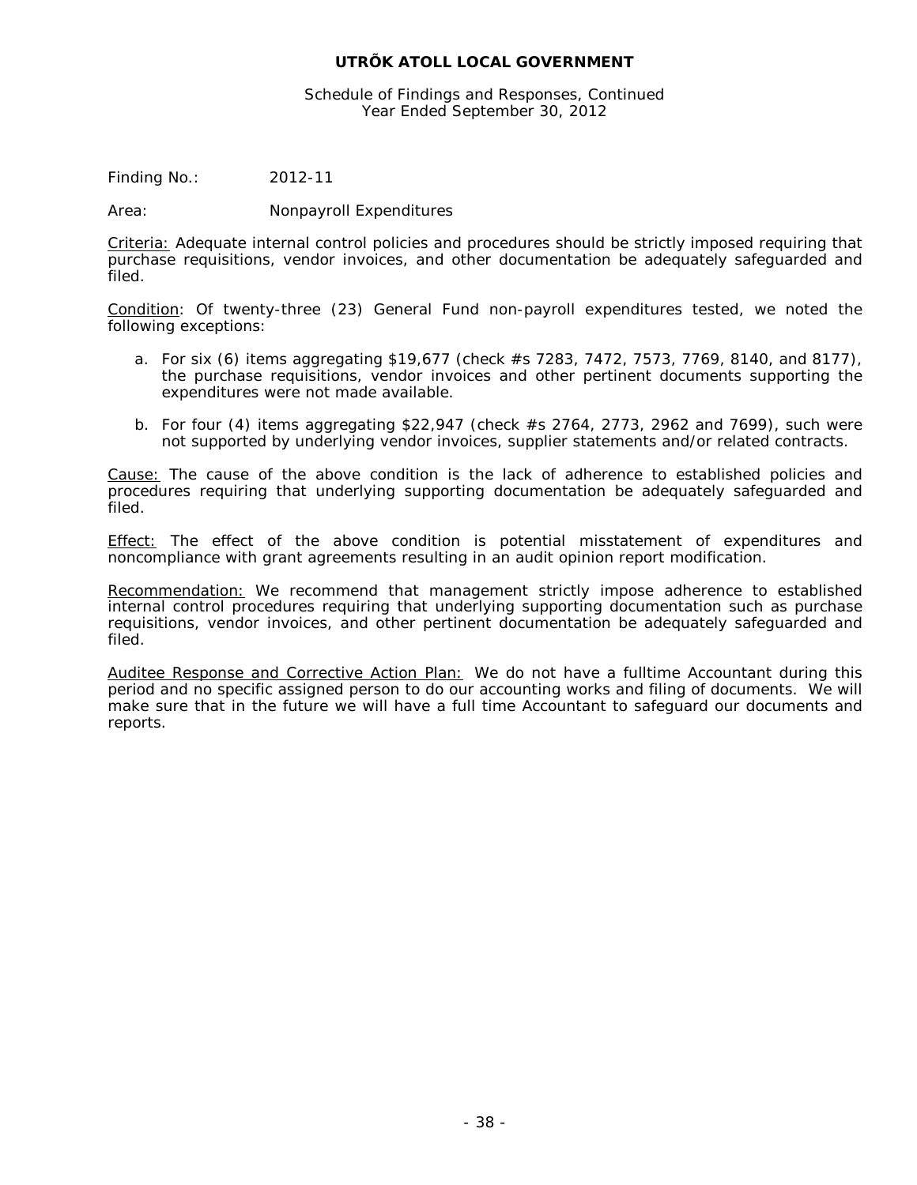Finding No.: 2012-11

Area: Nonpayroll Expenditures

Criteria: Adequate internal control policies and procedures should be strictly imposed requiring that purchase requisitions, vendor invoices, and other documentation be adequately safeguarded and filed.

Condition: Of twenty-three (23) General Fund non-payroll expenditures tested, we noted the following exceptions:

a. For six (6) items aggregating $19,677 (check #s 7283, 7472, 7573, 7769, 8140, and 8177), the purchase requisitions, vendor invoices and other pertinent documents supporting the expenditures were not made available.

b. For four (4) items aggregating $22,947 (check #s 2764, 2773, 2962 and 7699), such were not supported by underlying vendor invoices, supplier statements and/or related contracts.

Cause: The cause of the above condition is the lack of adherence to established policies and procedures requiring that underlying supporting documentation be adequately safeguarded and filed.

Effect: The effect of the above condition is potential misstatement of expenditures and noncompliance with grant agreements resulting in an audit opinion report modification.

Recommendation: We recommend that management strictly impose adherence to established internal control procedures requiring that underlying supporting documentation such as purchase requisitions, vendor invoices, and other pertinent documentation be adequately safeguarded and filed.

Auditee Response and Corrective Action Plan: We do not have a fulltime Accountant during this period and no specific assigned person to do our accounting works and filing of documents. We will make sure that in the future we will have a full time Accountant to safeguard our documents and reports.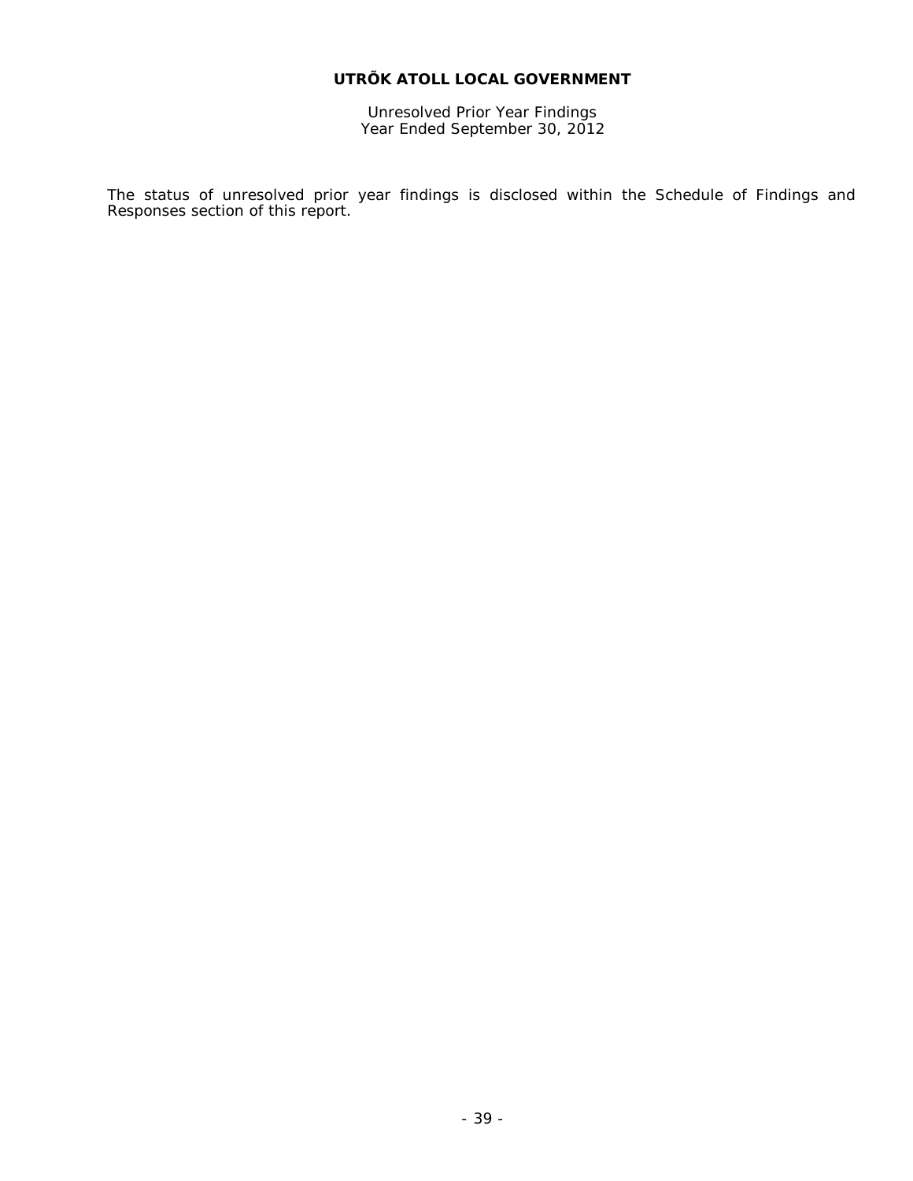# UTRÕK ATOLL LOCAL GOVERNMENT

Unresolved Prior Year Findings
Year Ended September 30, 2012

The status of unresolved prior year findings is disclosed within the Schedule of Findings and Responses section of this report.